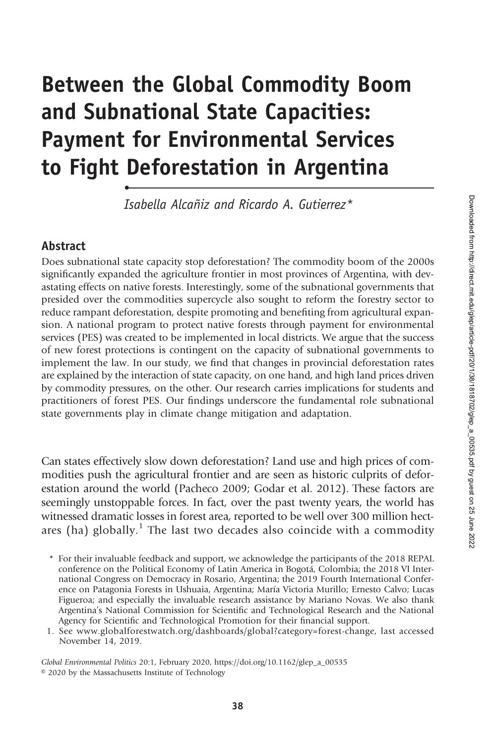# Between the Global Commodity Boom and Subnational State Capacities: Payment for Environmental Services to Fight Deforestation in Argentina

*Isabella Alcañiz and Ricardo A. Gutierrez**

## Abstract

Does subnational state capacity stop deforestation? The commodity boom of the 2000s significantly expanded the agriculture frontier in most provinces of Argentina, with devastating effects on native forests. Interestingly, some of the subnational governments that presided over the commodities supercycle also sought to reform the forestry sector to reduce rampant deforestation, despite promoting and benefiting from agricultural expansion. A national program to protect native forests through payment for environmental services (PES) was created to be implemented in local districts. We argue that the success of new forest protections is contingent on the capacity of subnational governments to implement the law. In our study, we find that changes in provincial deforestation rates are explained by the interaction of state capacity, on one hand, and high land prices driven by commodity pressures, on the other. Our research carries implications for students and practitioners of forest PES. Our findings underscore the fundamental role subnational state governments play in climate change mitigation and adaptation.

Can states effectively slow down deforestation? Land use and high prices of commodities push the agricultural frontier and are seen as historic culprits of deforestation around the world (Pacheco 2009; Godar et al. 2012). These factors are seemingly unstoppable forces. In fact, over the past twenty years, the world has witnessed dramatic losses in forest area, reported to be well over 300 million hectares (ha) globally.[1] The last two decades also coincide with a commodity

\* For their invaluable feedback and support, we acknowledge the participants of the 2018 REPAL conference on the Political Economy of Latin America in Bogotá, Colombia; the 2018 VI International Congress on Democracy in Rosario, Argentina; the 2019 Fourth International Conference on Patagonia Forests in Ushuaia, Argentina; María Victoria Murillo; Ernesto Calvo; Lucas Figueroa; and especially the invaluable research assistance by Mariano Novas. We also thank Argentina's National Commission for Scientific and Technological Research and the National Agency for Scientific and Technological Promotion for their financial support.

1. See www.globalforestwatch.org/dashboards/global?category=forest-change, last accessed November 14, 2019.

Global Environmental Politics 20:1, February 2020, https://doi.org/10.1162/glep_a_00535
© 2020 by the Massachusetts Institute of Technology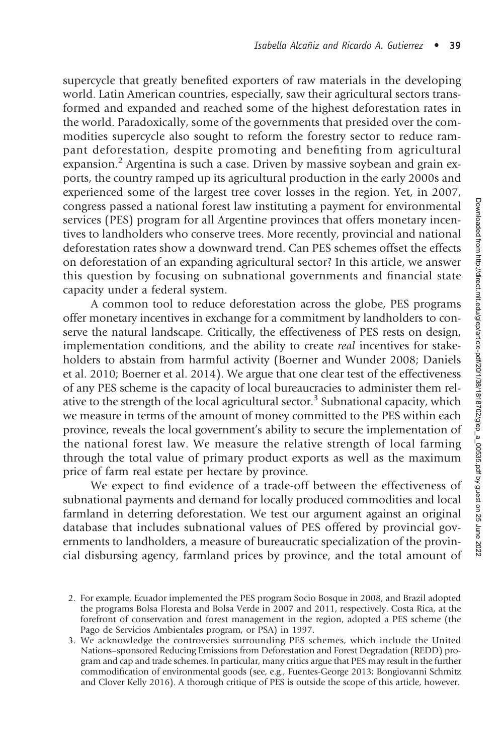supercycle that greatly benefited exporters of raw materials in the developing world. Latin American countries, especially, saw their agricultural sectors transformed and expanded and reached some of the highest deforestation rates in the world. Paradoxically, some of the governments that presided over the commodities supercycle also sought to reform the forestry sector to reduce rampant deforestation, despite promoting and benefiting from agricultural expansion.[2] Argentina is such a case. Driven by massive soybean and grain exports, the country ramped up its agricultural production in the early 2000s and experienced some of the largest tree cover losses in the region. Yet, in 2007, congress passed a national forest law instituting a payment for environmental services (PES) program for all Argentine provinces that offers monetary incentives to landholders who conserve trees. More recently, provincial and national deforestation rates show a downward trend. Can PES schemes offset the effects on deforestation of an expanding agricultural sector? In this article, we answer this question by focusing on subnational governments and financial state capacity under a federal system.

A common tool to reduce deforestation across the globe, PES programs offer monetary incentives in exchange for a commitment by landholders to conserve the natural landscape. Critically, the effectiveness of PES rests on design, implementation conditions, and the ability to create *real* incentives for stakeholders to abstain from harmful activity (Boerner and Wunder 2008; Daniels et al. 2010; Boerner et al. 2014). We argue that one clear test of the effectiveness of any PES scheme is the capacity of local bureaucracies to administer them relative to the strength of the local agricultural sector.[3] Subnational capacity, which we measure in terms of the amount of money committed to the PES within each province, reveals the local government's ability to secure the implementation of the national forest law. We measure the relative strength of local farming through the total value of primary product exports as well as the maximum price of farm real estate per hectare by province.

We expect to find evidence of a trade-off between the effectiveness of subnational payments and demand for locally produced commodities and local farmland in deterring deforestation. We test our argument against an original database that includes subnational values of PES offered by provincial governments to landholders, a measure of bureaucratic specialization of the provincial disbursing agency, farmland prices by province, and the total amount of

2. For example, Ecuador implemented the PES program Socio Bosque in 2008, and Brazil adopted the programs Bolsa Floresta and Bolsa Verde in 2007 and 2011, respectively. Costa Rica, at the forefront of conservation and forest management in the region, adopted a PES scheme (the Pago de Servicios Ambientales program, or PSA) in 1997.

3. We acknowledge the controversies surrounding PES schemes, which include the United Nations–sponsored Reducing Emissions from Deforestation and Forest Degradation (REDD) program and cap and trade schemes. In particular, many critics argue that PES may result in the further commodification of environmental goods (see, e.g., Fuentes-George 2013; Bongiovanni Schmitz and Clover Kelly 2016). A thorough critique of PES is outside the scope of this article, however.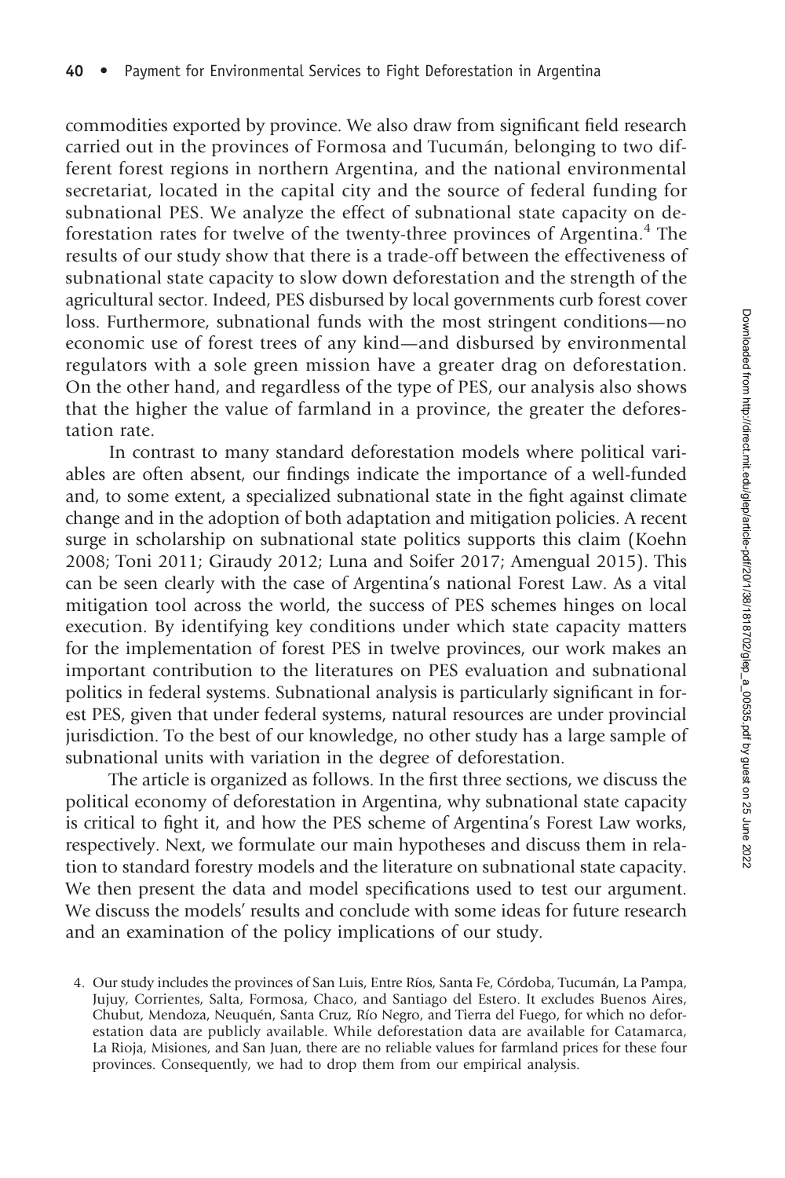commodities exported by province. We also draw from significant field research carried out in the provinces of Formosa and Tucumán, belonging to two different forest regions in northern Argentina, and the national environmental secretariat, located in the capital city and the source of federal funding for subnational PES. We analyze the effect of subnational state capacity on deforestation rates for twelve of the twenty-three provinces of Argentina.[4] The results of our study show that there is a trade-off between the effectiveness of subnational state capacity to slow down deforestation and the strength of the agricultural sector. Indeed, PES disbursed by local governments curb forest cover loss. Furthermore, subnational funds with the most stringent conditions—no economic use of forest trees of any kind—and disbursed by environmental regulators with a sole green mission have a greater drag on deforestation. On the other hand, and regardless of the type of PES, our analysis also shows that the higher the value of farmland in a province, the greater the deforestation rate.

In contrast to many standard deforestation models where political variables are often absent, our findings indicate the importance of a well-funded and, to some extent, a specialized subnational state in the fight against climate change and in the adoption of both adaptation and mitigation policies. A recent surge in scholarship on subnational state politics supports this claim (Koehn 2008; Toni 2011; Giraudy 2012; Luna and Soifer 2017; Amengual 2015). This can be seen clearly with the case of Argentina's national Forest Law. As a vital mitigation tool across the world, the success of PES schemes hinges on local execution. By identifying key conditions under which state capacity matters for the implementation of forest PES in twelve provinces, our work makes an important contribution to the literatures on PES evaluation and subnational politics in federal systems. Subnational analysis is particularly significant in forest PES, given that under federal systems, natural resources are under provincial jurisdiction. To the best of our knowledge, no other study has a large sample of subnational units with variation in the degree of deforestation.

The article is organized as follows. In the first three sections, we discuss the political economy of deforestation in Argentina, why subnational state capacity is critical to fight it, and how the PES scheme of Argentina's Forest Law works, respectively. Next, we formulate our main hypotheses and discuss them in relation to standard forestry models and the literature on subnational state capacity. We then present the data and model specifications used to test our argument. We discuss the models' results and conclude with some ideas for future research and an examination of the policy implications of our study.

4. Our study includes the provinces of San Luis, Entre Ríos, Santa Fe, Córdoba, Tucumán, La Pampa, Jujuy, Corrientes, Salta, Formosa, Chaco, and Santiago del Estero. It excludes Buenos Aires, Chubut, Mendoza, Neuquén, Santa Cruz, Río Negro, and Tierra del Fuego, for which no deforestation data are publicly available. While deforestation data are available for Catamarca, La Rioja, Misiones, and San Juan, there are no reliable values for farmland prices for these four provinces. Consequently, we had to drop them from our empirical analysis.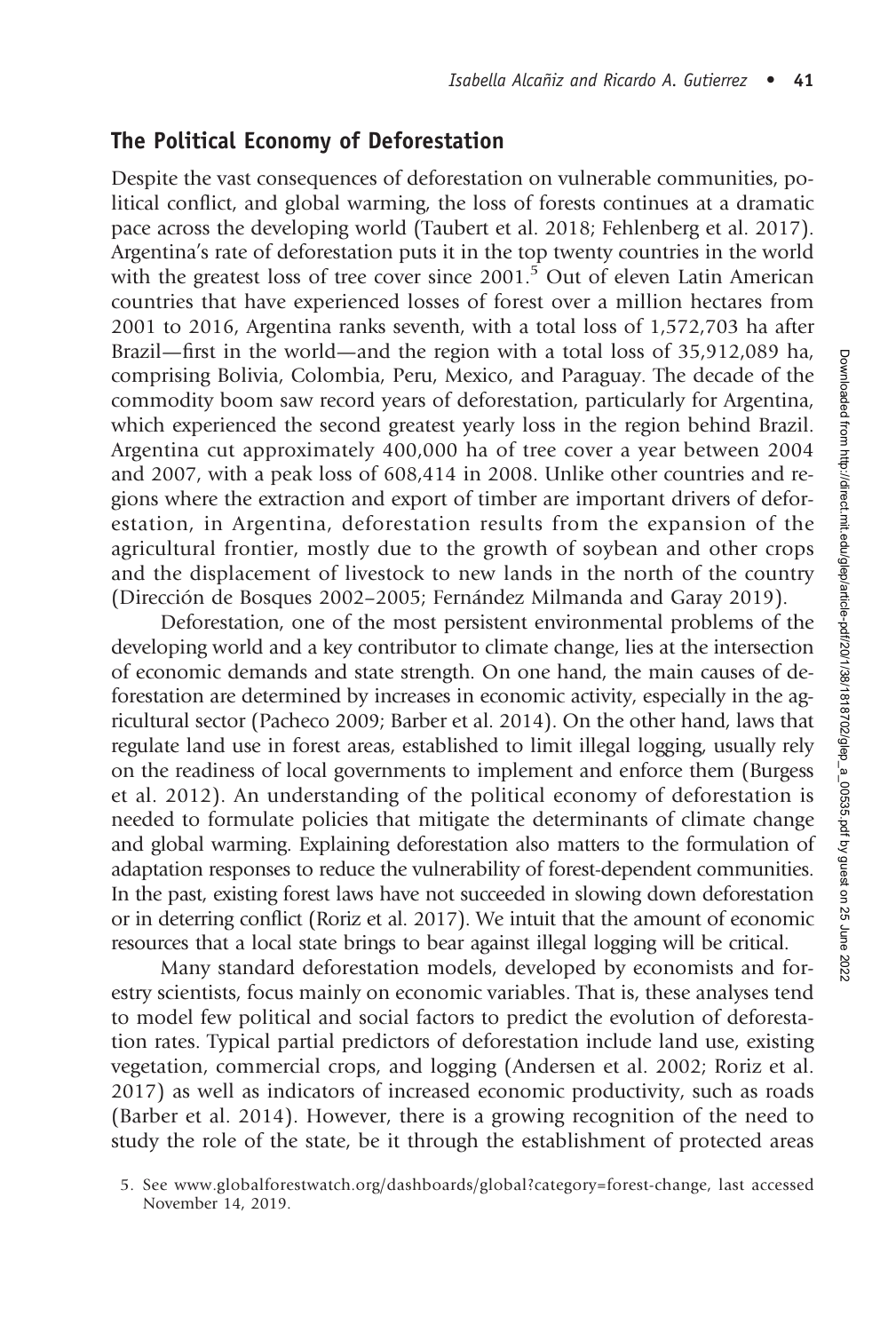## The Political Economy of Deforestation

Despite the vast consequences of deforestation on vulnerable communities, political conflict, and global warming, the loss of forests continues at a dramatic pace across the developing world (Taubert et al. 2018; Fehlenberg et al. 2017). Argentina's rate of deforestation puts it in the top twenty countries in the world with the greatest loss of tree cover since 2001.[5] Out of eleven Latin American countries that have experienced losses of forest over a million hectares from 2001 to 2016, Argentina ranks seventh, with a total loss of 1,572,703 ha after Brazil—first in the world—and the region with a total loss of 35,912,089 ha, comprising Bolivia, Colombia, Peru, Mexico, and Paraguay. The decade of the commodity boom saw record years of deforestation, particularly for Argentina, which experienced the second greatest yearly loss in the region behind Brazil. Argentina cut approximately 400,000 ha of tree cover a year between 2004 and 2007, with a peak loss of 608,414 in 2008. Unlike other countries and regions where the extraction and export of timber are important drivers of deforestation, in Argentina, deforestation results from the expansion of the agricultural frontier, mostly due to the growth of soybean and other crops and the displacement of livestock to new lands in the north of the country (Dirección de Bosques 2002–2005; Fernández Milmanda and Garay 2019).

Deforestation, one of the most persistent environmental problems of the developing world and a key contributor to climate change, lies at the intersection of economic demands and state strength. On one hand, the main causes of deforestation are determined by increases in economic activity, especially in the agricultural sector (Pacheco 2009; Barber et al. 2014). On the other hand, laws that regulate land use in forest areas, established to limit illegal logging, usually rely on the readiness of local governments to implement and enforce them (Burgess et al. 2012). An understanding of the political economy of deforestation is needed to formulate policies that mitigate the determinants of climate change and global warming. Explaining deforestation also matters to the formulation of adaptation responses to reduce the vulnerability of forest-dependent communities. In the past, existing forest laws have not succeeded in slowing down deforestation or in deterring conflict (Roriz et al. 2017). We intuit that the amount of economic resources that a local state brings to bear against illegal logging will be critical.

Many standard deforestation models, developed by economists and forestry scientists, focus mainly on economic variables. That is, these analyses tend to model few political and social factors to predict the evolution of deforestation rates. Typical partial predictors of deforestation include land use, existing vegetation, commercial crops, and logging (Andersen et al. 2002; Roriz et al. 2017) as well as indicators of increased economic productivity, such as roads (Barber et al. 2014). However, there is a growing recognition of the need to study the role of the state, be it through the establishment of protected areas

5. See www.globalforestwatch.org/dashboards/global?category=forest-change, last accessed November 14, 2019.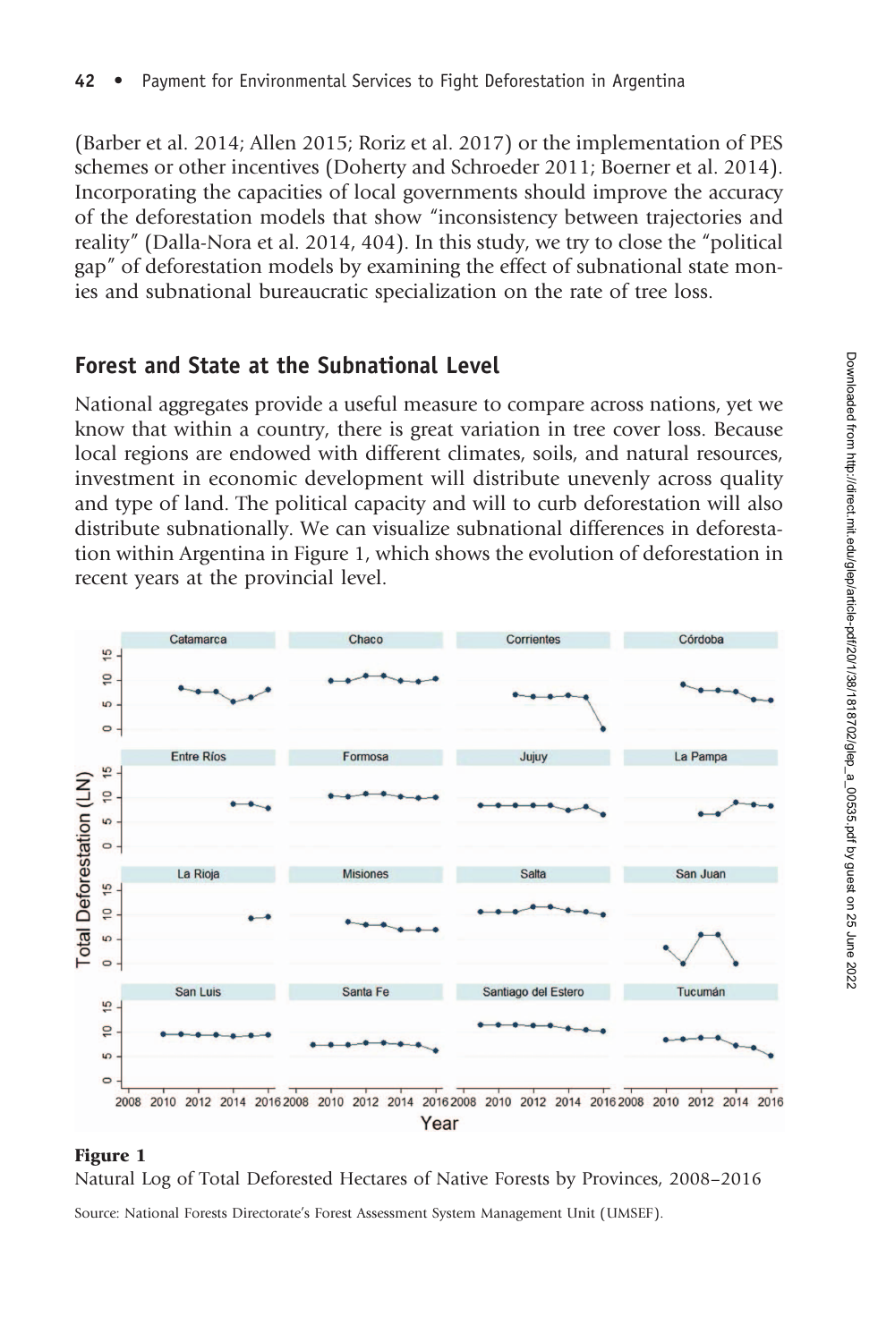(Barber et al. 2014; Allen 2015; Roriz et al. 2017) or the implementation of PES schemes or other incentives (Doherty and Schroeder 2011; Boerner et al. 2014). Incorporating the capacities of local governments should improve the accuracy of the deforestation models that show "inconsistency between trajectories and reality" (Dalla-Nora et al. 2014, 404). In this study, we try to close the "political gap" of deforestation models by examining the effect of subnational state monies and subnational bureaucratic specialization on the rate of tree loss.

## Forest and State at the Subnational Level

National aggregates provide a useful measure to compare across nations, yet we know that within a country, there is great variation in tree cover loss. Because local regions are endowed with different climates, soils, and natural resources, investment in economic development will distribute unevenly across quality and type of land. The political capacity and will to curb deforestation will also distribute subnationally. We can visualize subnational differences in deforestation within Argentina in Figure 1, which shows the evolution of deforestation in recent years at the provincial level.

**Figure 1**

Natural Log of Total Deforested Hectares of Native Forests by Provinces, 2008–2016

Source: National Forests Directorate's Forest Assessment System Management Unit (UMSEF).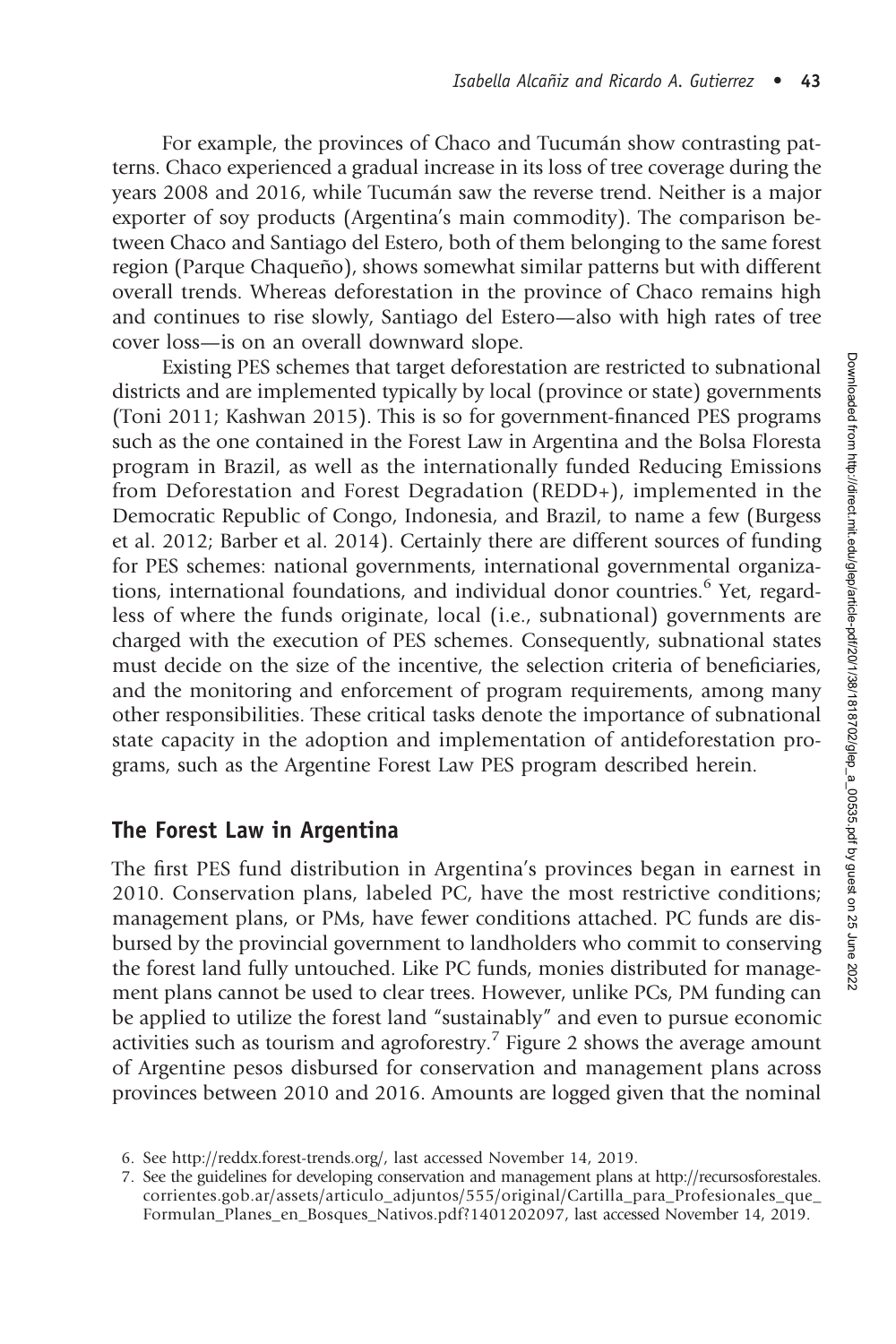For example, the provinces of Chaco and Tucumán show contrasting patterns. Chaco experienced a gradual increase in its loss of tree coverage during the years 2008 and 2016, while Tucumán saw the reverse trend. Neither is a major exporter of soy products (Argentina's main commodity). The comparison between Chaco and Santiago del Estero, both of them belonging to the same forest region (Parque Chaqueño), shows somewhat similar patterns but with different overall trends. Whereas deforestation in the province of Chaco remains high and continues to rise slowly, Santiago del Estero—also with high rates of tree cover loss—is on an overall downward slope.

Existing PES schemes that target deforestation are restricted to subnational districts and are implemented typically by local (province or state) governments (Toni 2011; Kashwan 2015). This is so for government-financed PES programs such as the one contained in the Forest Law in Argentina and the Bolsa Floresta program in Brazil, as well as the internationally funded Reducing Emissions from Deforestation and Forest Degradation (REDD+), implemented in the Democratic Republic of Congo, Indonesia, and Brazil, to name a few (Burgess et al. 2012; Barber et al. 2014). Certainly there are different sources of funding for PES schemes: national governments, international governmental organizations, international foundations, and individual donor countries.[6] Yet, regardless of where the funds originate, local (i.e., subnational) governments are charged with the execution of PES schemes. Consequently, subnational states must decide on the size of the incentive, the selection criteria of beneficiaries, and the monitoring and enforcement of program requirements, among many other responsibilities. These critical tasks denote the importance of subnational state capacity in the adoption and implementation of antideforestation programs, such as the Argentine Forest Law PES program described herein.

## The Forest Law in Argentina

The first PES fund distribution in Argentina's provinces began in earnest in 2010. Conservation plans, labeled PC, have the most restrictive conditions; management plans, or PMs, have fewer conditions attached. PC funds are disbursed by the provincial government to landholders who commit to conserving the forest land fully untouched. Like PC funds, monies distributed for management plans cannot be used to clear trees. However, unlike PCs, PM funding can be applied to utilize the forest land "sustainably" and even to pursue economic activities such as tourism and agroforestry.[7] Figure 2 shows the average amount of Argentine pesos disbursed for conservation and management plans across provinces between 2010 and 2016. Amounts are logged given that the nominal

6. See http://reddx.forest-trends.org/, last accessed November 14, 2019.

7. See the guidelines for developing conservation and management plans at http://recursosforestales.corrientes.gob.ar/assets/articulo_adjuntos/555/original/Cartilla_para_Profesionales_que_Formulan_Planes_en_Bosques_Nativos.pdf?1401202097, last accessed November 14, 2019.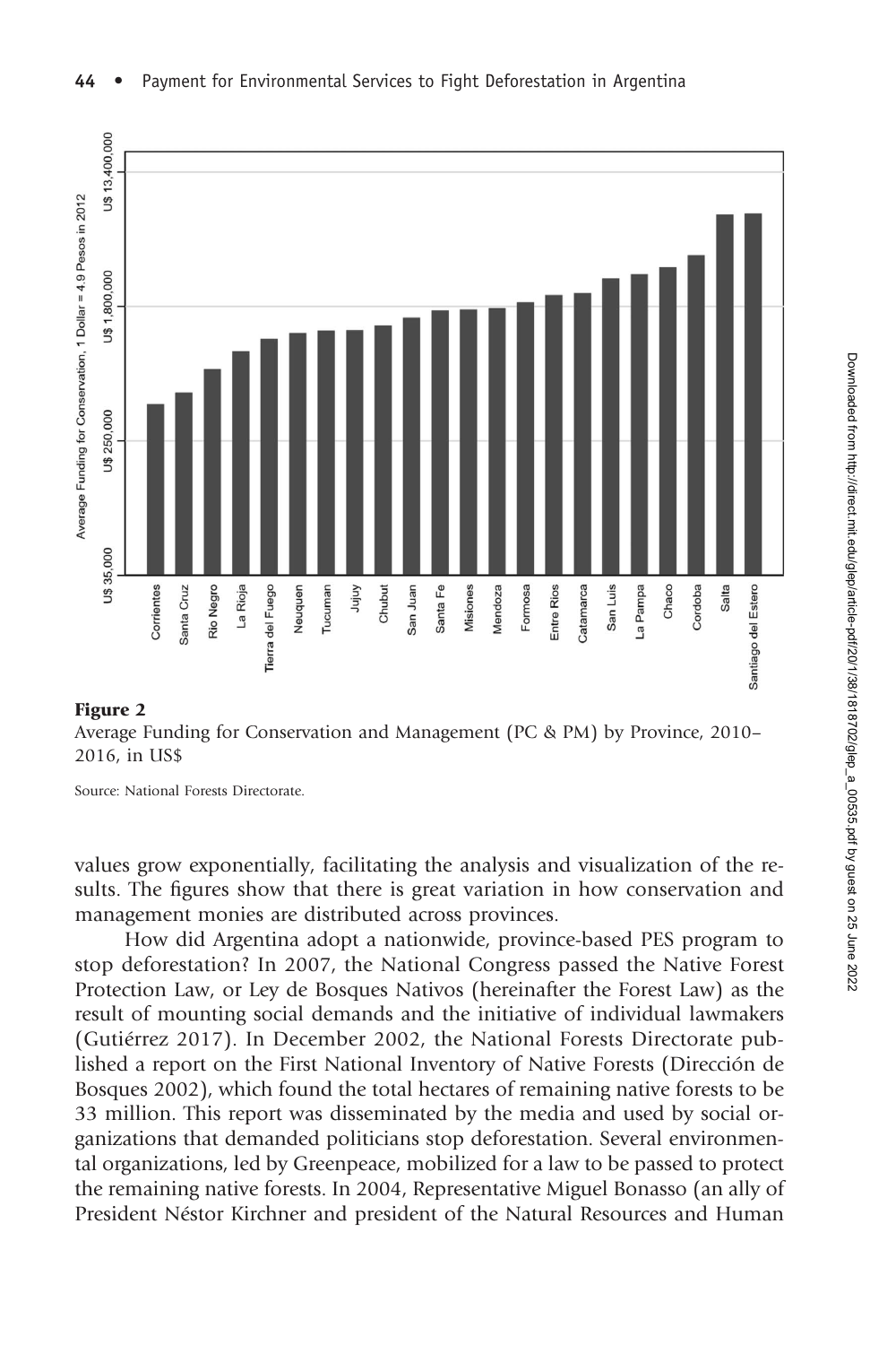**Figure 2**
Average Funding for Conservation and Management (PC & PM) by Province, 2010–2016, in US$

Source: National Forests Directorate.

values grow exponentially, facilitating the analysis and visualization of the results. The figures show that there is great variation in how conservation and management monies are distributed across provinces.

How did Argentina adopt a nationwide, province-based PES program to stop deforestation? In 2007, the National Congress passed the Native Forest Protection Law, or Ley de Bosques Nativos (hereinafter the Forest Law) as the result of mounting social demands and the initiative of individual lawmakers (Gutiérrez 2017). In December 2002, the National Forests Directorate published a report on the First National Inventory of Native Forests (Dirección de Bosques 2002), which found the total hectares of remaining native forests to be 33 million. This report was disseminated by the media and used by social organizations that demanded politicians stop deforestation. Several environmental organizations, led by Greenpeace, mobilized for a law to be passed to protect the remaining native forests. In 2004, Representative Miguel Bonasso (an ally of President Néstor Kirchner and president of the Natural Resources and Human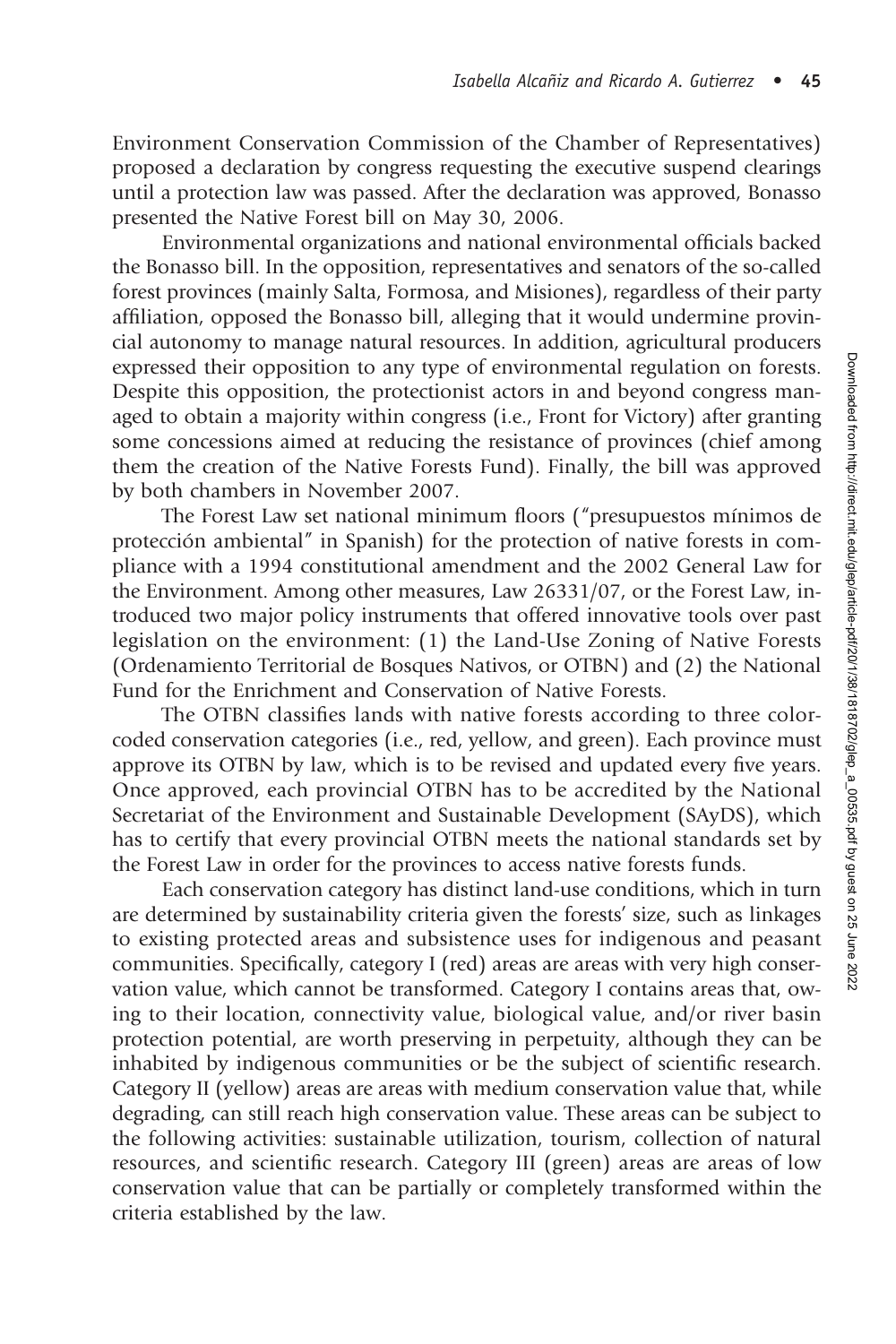Environment Conservation Commission of the Chamber of Representatives) proposed a declaration by congress requesting the executive suspend clearings until a protection law was passed. After the declaration was approved, Bonasso presented the Native Forest bill on May 30, 2006.

Environmental organizations and national environmental officials backed the Bonasso bill. In the opposition, representatives and senators of the so-called forest provinces (mainly Salta, Formosa, and Misiones), regardless of their party affiliation, opposed the Bonasso bill, alleging that it would undermine provincial autonomy to manage natural resources. In addition, agricultural producers expressed their opposition to any type of environmental regulation on forests. Despite this opposition, the protectionist actors in and beyond congress managed to obtain a majority within congress (i.e., Front for Victory) after granting some concessions aimed at reducing the resistance of provinces (chief among them the creation of the Native Forests Fund). Finally, the bill was approved by both chambers in November 2007.

The Forest Law set national minimum floors ("presupuestos mínimos de protección ambiental" in Spanish) for the protection of native forests in compliance with a 1994 constitutional amendment and the 2002 General Law for the Environment. Among other measures, Law 26331/07, or the Forest Law, introduced two major policy instruments that offered innovative tools over past legislation on the environment: (1) the Land-Use Zoning of Native Forests (Ordenamiento Territorial de Bosques Nativos, or OTBN) and (2) the National Fund for the Enrichment and Conservation of Native Forests.

The OTBN classifies lands with native forests according to three color-coded conservation categories (i.e., red, yellow, and green). Each province must approve its OTBN by law, which is to be revised and updated every five years. Once approved, each provincial OTBN has to be accredited by the National Secretariat of the Environment and Sustainable Development (SAyDS), which has to certify that every provincial OTBN meets the national standards set by the Forest Law in order for the provinces to access native forests funds.

Each conservation category has distinct land-use conditions, which in turn are determined by sustainability criteria given the forests' size, such as linkages to existing protected areas and subsistence uses for indigenous and peasant communities. Specifically, category I (red) areas are areas with very high conservation value, which cannot be transformed. Category I contains areas that, owing to their location, connectivity value, biological value, and/or river basin protection potential, are worth preserving in perpetuity, although they can be inhabited by indigenous communities or be the subject of scientific research. Category II (yellow) areas are areas with medium conservation value that, while degrading, can still reach high conservation value. These areas can be subject to the following activities: sustainable utilization, tourism, collection of natural resources, and scientific research. Category III (green) areas are areas of low conservation value that can be partially or completely transformed within the criteria established by the law.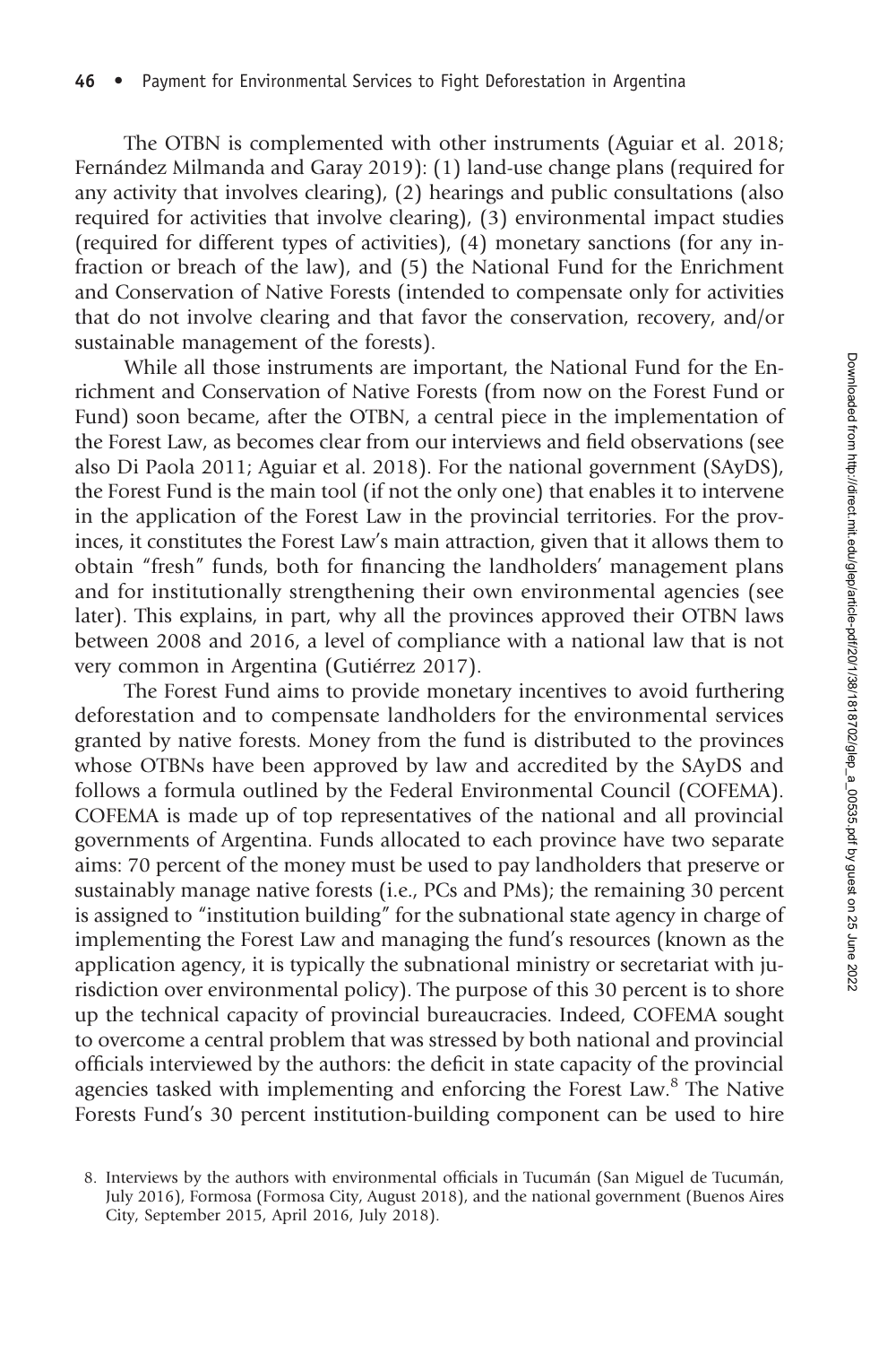The OTBN is complemented with other instruments (Aguiar et al. 2018; Fernández Milmanda and Garay 2019): (1) land-use change plans (required for any activity that involves clearing), (2) hearings and public consultations (also required for activities that involve clearing), (3) environmental impact studies (required for different types of activities), (4) monetary sanctions (for any infraction or breach of the law), and (5) the National Fund for the Enrichment and Conservation of Native Forests (intended to compensate only for activities that do not involve clearing and that favor the conservation, recovery, and/or sustainable management of the forests).

While all those instruments are important, the National Fund for the Enrichment and Conservation of Native Forests (from now on the Forest Fund or Fund) soon became, after the OTBN, a central piece in the implementation of the Forest Law, as becomes clear from our interviews and field observations (see also Di Paola 2011; Aguiar et al. 2018). For the national government (SAyDS), the Forest Fund is the main tool (if not the only one) that enables it to intervene in the application of the Forest Law in the provincial territories. For the provinces, it constitutes the Forest Law's main attraction, given that it allows them to obtain "fresh" funds, both for financing the landholders' management plans and for institutionally strengthening their own environmental agencies (see later). This explains, in part, why all the provinces approved their OTBN laws between 2008 and 2016, a level of compliance with a national law that is not very common in Argentina (Gutiérrez 2017).

The Forest Fund aims to provide monetary incentives to avoid furthering deforestation and to compensate landholders for the environmental services granted by native forests. Money from the fund is distributed to the provinces whose OTBNs have been approved by law and accredited by the SAyDS and follows a formula outlined by the Federal Environmental Council (COFEMA). COFEMA is made up of top representatives of the national and all provincial governments of Argentina. Funds allocated to each province have two separate aims: 70 percent of the money must be used to pay landholders that preserve or sustainably manage native forests (i.e., PCs and PMs); the remaining 30 percent is assigned to "institution building" for the subnational state agency in charge of implementing the Forest Law and managing the fund's resources (known as the application agency, it is typically the subnational ministry or secretariat with jurisdiction over environmental policy). The purpose of this 30 percent is to shore up the technical capacity of provincial bureaucracies. Indeed, COFEMA sought to overcome a central problem that was stressed by both national and provincial officials interviewed by the authors: the deficit in state capacity of the provincial agencies tasked with implementing and enforcing the Forest Law.[8] The Native Forests Fund's 30 percent institution-building component can be used to hire

8. Interviews by the authors with environmental officials in Tucumán (San Miguel de Tucumán, July 2016), Formosa (Formosa City, August 2018), and the national government (Buenos Aires City, September 2015, April 2016, July 2018).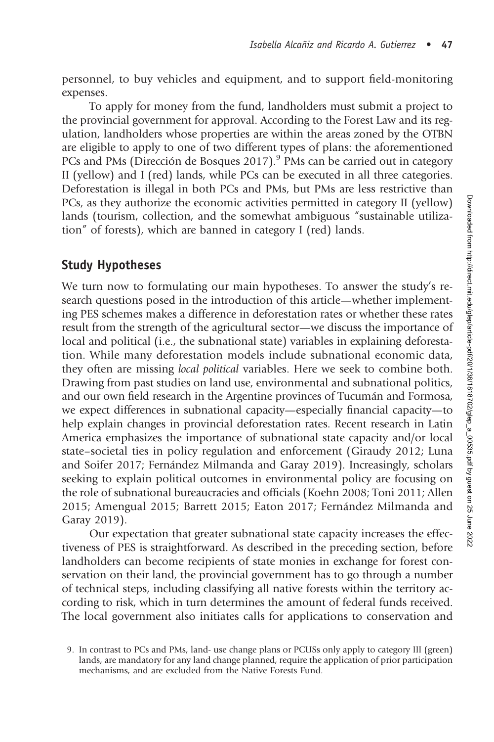personnel, to buy vehicles and equipment, and to support field-monitoring expenses.

To apply for money from the fund, landholders must submit a project to the provincial government for approval. According to the Forest Law and its regulation, landholders whose properties are within the areas zoned by the OTBN are eligible to apply to one of two different types of plans: the aforementioned PCs and PMs (Dirección de Bosques 2017).[9] PMs can be carried out in category II (yellow) and I (red) lands, while PCs can be executed in all three categories. Deforestation is illegal in both PCs and PMs, but PMs are less restrictive than PCs, as they authorize the economic activities permitted in category II (yellow) lands (tourism, collection, and the somewhat ambiguous "sustainable utilization" of forests), which are banned in category I (red) lands.

## Study Hypotheses

We turn now to formulating our main hypotheses. To answer the study's research questions posed in the introduction of this article—whether implementing PES schemes makes a difference in deforestation rates or whether these rates result from the strength of the agricultural sector—we discuss the importance of local and political (i.e., the subnational state) variables in explaining deforestation. While many deforestation models include subnational economic data, they often are missing *local political* variables. Here we seek to combine both. Drawing from past studies on land use, environmental and subnational politics, and our own field research in the Argentine provinces of Tucumán and Formosa, we expect differences in subnational capacity—especially financial capacity—to help explain changes in provincial deforestation rates. Recent research in Latin America emphasizes the importance of subnational state capacity and/or local state–societal ties in policy regulation and enforcement (Giraudy 2012; Luna and Soifer 2017; Fernández Milmanda and Garay 2019). Increasingly, scholars seeking to explain political outcomes in environmental policy are focusing on the role of subnational bureaucracies and officials (Koehn 2008; Toni 2011; Allen 2015; Amengual 2015; Barrett 2015; Eaton 2017; Fernández Milmanda and Garay 2019).

Our expectation that greater subnational state capacity increases the effectiveness of PES is straightforward. As described in the preceding section, before landholders can become recipients of state monies in exchange for forest conservation on their land, the provincial government has to go through a number of technical steps, including classifying all native forests within the territory according to risk, which in turn determines the amount of federal funds received. The local government also initiates calls for applications to conservation and

9. In contrast to PCs and PMs, land- use change plans or PCUSs only apply to category III (green) lands, are mandatory for any land change planned, require the application of prior participation mechanisms, and are excluded from the Native Forests Fund.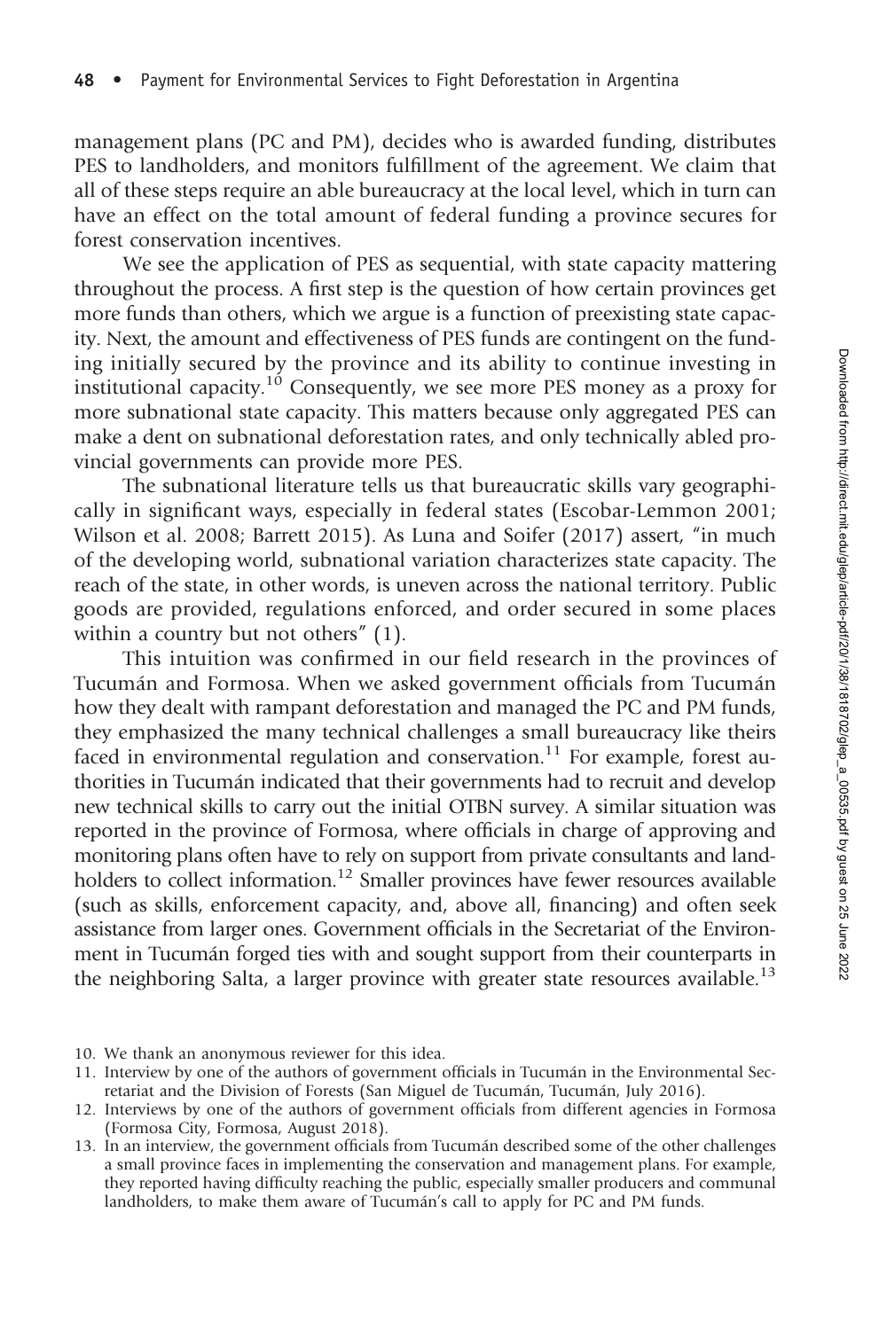management plans (PC and PM), decides who is awarded funding, distributes PES to landholders, and monitors fulfillment of the agreement. We claim that all of these steps require an able bureaucracy at the local level, which in turn can have an effect on the total amount of federal funding a province secures for forest conservation incentives.

We see the application of PES as sequential, with state capacity mattering throughout the process. A first step is the question of how certain provinces get more funds than others, which we argue is a function of preexisting state capacity. Next, the amount and effectiveness of PES funds are contingent on the funding initially secured by the province and its ability to continue investing in institutional capacity.[10] Consequently, we see more PES money as a proxy for more subnational state capacity. This matters because only aggregated PES can make a dent on subnational deforestation rates, and only technically abled provincial governments can provide more PES.

The subnational literature tells us that bureaucratic skills vary geographically in significant ways, especially in federal states (Escobar-Lemmon 2001; Wilson et al. 2008; Barrett 2015). As Luna and Soifer (2017) assert, "in much of the developing world, subnational variation characterizes state capacity. The reach of the state, in other words, is uneven across the national territory. Public goods are provided, regulations enforced, and order secured in some places within a country but not others" (1).

This intuition was confirmed in our field research in the provinces of Tucumán and Formosa. When we asked government officials from Tucumán how they dealt with rampant deforestation and managed the PC and PM funds, they emphasized the many technical challenges a small bureaucracy like theirs faced in environmental regulation and conservation.[11] For example, forest authorities in Tucumán indicated that their governments had to recruit and develop new technical skills to carry out the initial OTBN survey. A similar situation was reported in the province of Formosa, where officials in charge of approving and monitoring plans often have to rely on support from private consultants and landholders to collect information.[12] Smaller provinces have fewer resources available (such as skills, enforcement capacity, and, above all, financing) and often seek assistance from larger ones. Government officials in the Secretariat of the Environment in Tucumán forged ties with and sought support from their counterparts in the neighboring Salta, a larger province with greater state resources available.[13]

10. We thank an anonymous reviewer for this idea.

11. Interview by one of the authors of government officials in Tucumán in the Environmental Secretariat and the Division of Forests (San Miguel de Tucumán, Tucumán, July 2016).

12. Interviews by one of the authors of government officials from different agencies in Formosa (Formosa City, Formosa, August 2018).

13. In an interview, the government officials from Tucumán described some of the other challenges a small province faces in implementing the conservation and management plans. For example, they reported having difficulty reaching the public, especially smaller producers and communal landholders, to make them aware of Tucumán's call to apply for PC and PM funds.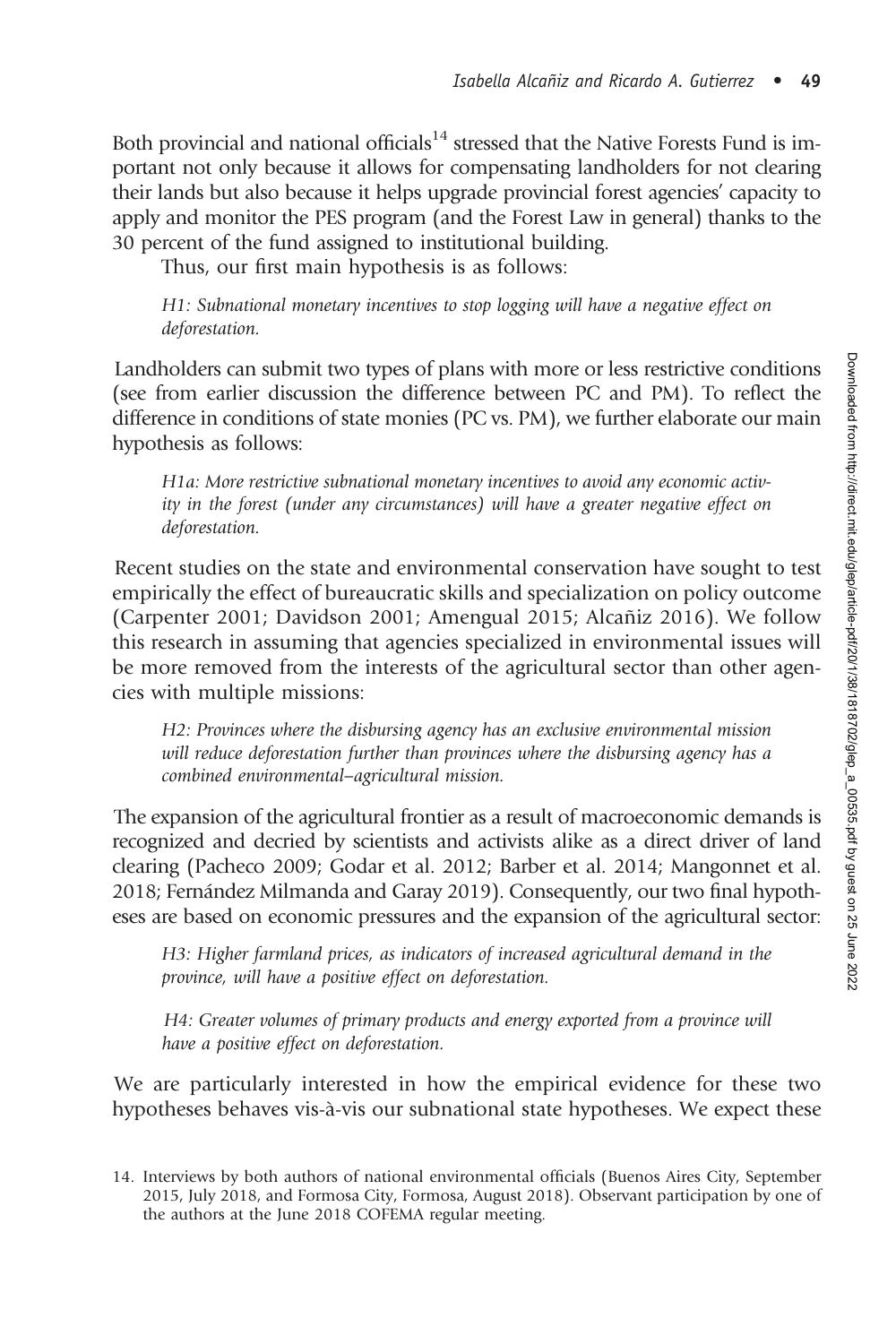Both provincial and national officials[14] stressed that the Native Forests Fund is important not only because it allows for compensating landholders for not clearing their lands but also because it helps upgrade provincial forest agencies' capacity to apply and monitor the PES program (and the Forest Law in general) thanks to the 30 percent of the fund assigned to institutional building.

Thus, our first main hypothesis is as follows:

> *H1: Subnational monetary incentives to stop logging will have a negative effect on deforestation.*

Landholders can submit two types of plans with more or less restrictive conditions (see from earlier discussion the difference between PC and PM). To reflect the difference in conditions of state monies (PC vs. PM), we further elaborate our main hypothesis as follows:

> *H1a: More restrictive subnational monetary incentives to avoid any economic activity in the forest (under any circumstances) will have a greater negative effect on deforestation.*

Recent studies on the state and environmental conservation have sought to test empirically the effect of bureaucratic skills and specialization on policy outcome (Carpenter 2001; Davidson 2001; Amengual 2015; Alcañiz 2016). We follow this research in assuming that agencies specialized in environmental issues will be more removed from the interests of the agricultural sector than other agencies with multiple missions:

> *H2: Provinces where the disbursing agency has an exclusive environmental mission will reduce deforestation further than provinces where the disbursing agency has a combined environmental–agricultural mission.*

The expansion of the agricultural frontier as a result of macroeconomic demands is recognized and decried by scientists and activists alike as a direct driver of land clearing (Pacheco 2009; Godar et al. 2012; Barber et al. 2014; Mangonnet et al. 2018; Fernández Milmanda and Garay 2019). Consequently, our two final hypotheses are based on economic pressures and the expansion of the agricultural sector:

> *H3: Higher farmland prices, as indicators of increased agricultural demand in the province, will have a positive effect on deforestation.*

> *H4: Greater volumes of primary products and energy exported from a province will have a positive effect on deforestation.*

We are particularly interested in how the empirical evidence for these two hypotheses behaves vis-à-vis our subnational state hypotheses. We expect these

14. Interviews by both authors of national environmental officials (Buenos Aires City, September 2015, July 2018, and Formosa City, Formosa, August 2018). Observant participation by one of the authors at the June 2018 COFEMA regular meeting.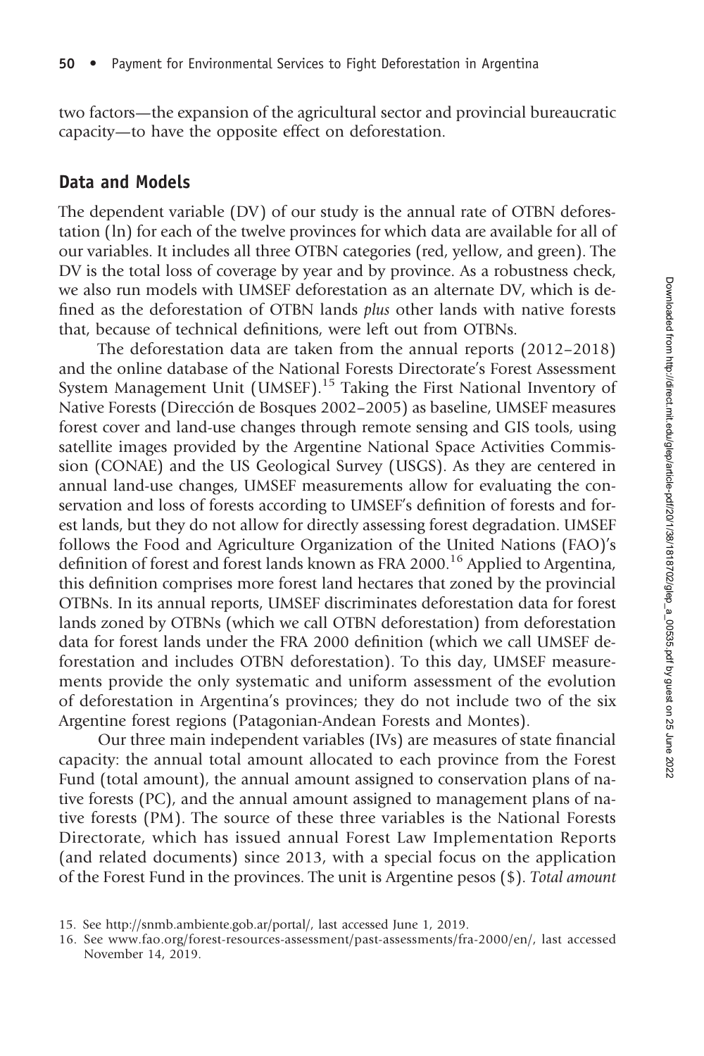two factors—the expansion of the agricultural sector and provincial bureaucratic capacity—to have the opposite effect on deforestation.

## Data and Models

The dependent variable (DV) of our study is the annual rate of OTBN deforestation (ln) for each of the twelve provinces for which data are available for all of our variables. It includes all three OTBN categories (red, yellow, and green). The DV is the total loss of coverage by year and by province. As a robustness check, we also run models with UMSEF deforestation as an alternate DV, which is defined as the deforestation of OTBN lands *plus* other lands with native forests that, because of technical definitions, were left out from OTBNs.

The deforestation data are taken from the annual reports (2012–2018) and the online database of the National Forests Directorate's Forest Assessment System Management Unit (UMSEF).[15] Taking the First National Inventory of Native Forests (Dirección de Bosques 2002–2005) as baseline, UMSEF measures forest cover and land-use changes through remote sensing and GIS tools, using satellite images provided by the Argentine National Space Activities Commission (CONAE) and the US Geological Survey (USGS). As they are centered in annual land-use changes, UMSEF measurements allow for evaluating the conservation and loss of forests according to UMSEF's definition of forests and forest lands, but they do not allow for directly assessing forest degradation. UMSEF follows the Food and Agriculture Organization of the United Nations (FAO)'s definition of forest and forest lands known as FRA 2000.[16] Applied to Argentina, this definition comprises more forest land hectares that zoned by the provincial OTBNs. In its annual reports, UMSEF discriminates deforestation data for forest lands zoned by OTBNs (which we call OTBN deforestation) from deforestation data for forest lands under the FRA 2000 definition (which we call UMSEF deforestation and includes OTBN deforestation). To this day, UMSEF measurements provide the only systematic and uniform assessment of the evolution of deforestation in Argentina's provinces; they do not include two of the six Argentine forest regions (Patagonian-Andean Forests and Montes).

Our three main independent variables (IVs) are measures of state financial capacity: the annual total amount allocated to each province from the Forest Fund (total amount), the annual amount assigned to conservation plans of native forests (PC), and the annual amount assigned to management plans of native forests (PM). The source of these three variables is the National Forests Directorate, which has issued annual Forest Law Implementation Reports (and related documents) since 2013, with a special focus on the application of the Forest Fund in the provinces. The unit is Argentine pesos ($). *Total amount*

15. See http://snmb.ambiente.gob.ar/portal/, last accessed June 1, 2019.
16. See www.fao.org/forest-resources-assessment/past-assessments/fra-2000/en/, last accessed November 14, 2019.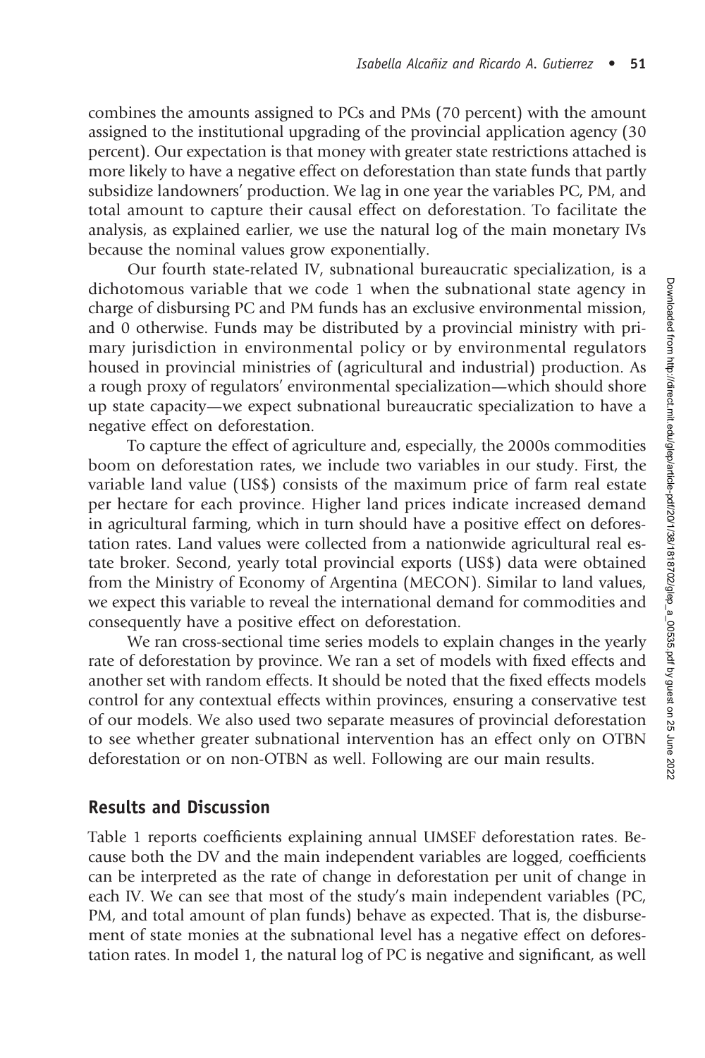combines the amounts assigned to PCs and PMs (70 percent) with the amount assigned to the institutional upgrading of the provincial application agency (30 percent). Our expectation is that money with greater state restrictions attached is more likely to have a negative effect on deforestation than state funds that partly subsidize landowners' production. We lag in one year the variables PC, PM, and total amount to capture their causal effect on deforestation. To facilitate the analysis, as explained earlier, we use the natural log of the main monetary IVs because the nominal values grow exponentially.

Our fourth state-related IV, subnational bureaucratic specialization, is a dichotomous variable that we code 1 when the subnational state agency in charge of disbursing PC and PM funds has an exclusive environmental mission, and 0 otherwise. Funds may be distributed by a provincial ministry with primary jurisdiction in environmental policy or by environmental regulators housed in provincial ministries of (agricultural and industrial) production. As a rough proxy of regulators' environmental specialization—which should shore up state capacity—we expect subnational bureaucratic specialization to have a negative effect on deforestation.

To capture the effect of agriculture and, especially, the 2000s commodities boom on deforestation rates, we include two variables in our study. First, the variable land value (US$) consists of the maximum price of farm real estate per hectare for each province. Higher land prices indicate increased demand in agricultural farming, which in turn should have a positive effect on deforestation rates. Land values were collected from a nationwide agricultural real estate broker. Second, yearly total provincial exports (US$) data were obtained from the Ministry of Economy of Argentina (MECON). Similar to land values, we expect this variable to reveal the international demand for commodities and consequently have a positive effect on deforestation.

We ran cross-sectional time series models to explain changes in the yearly rate of deforestation by province. We ran a set of models with fixed effects and another set with random effects. It should be noted that the fixed effects models control for any contextual effects within provinces, ensuring a conservative test of our models. We also used two separate measures of provincial deforestation to see whether greater subnational intervention has an effect only on OTBN deforestation or on non-OTBN as well. Following are our main results.

## Results and Discussion

Table 1 reports coefficients explaining annual UMSEF deforestation rates. Because both the DV and the main independent variables are logged, coefficients can be interpreted as the rate of change in deforestation per unit of change in each IV. We can see that most of the study's main independent variables (PC, PM, and total amount of plan funds) behave as expected. That is, the disbursement of state monies at the subnational level has a negative effect on deforestation rates. In model 1, the natural log of PC is negative and significant, as well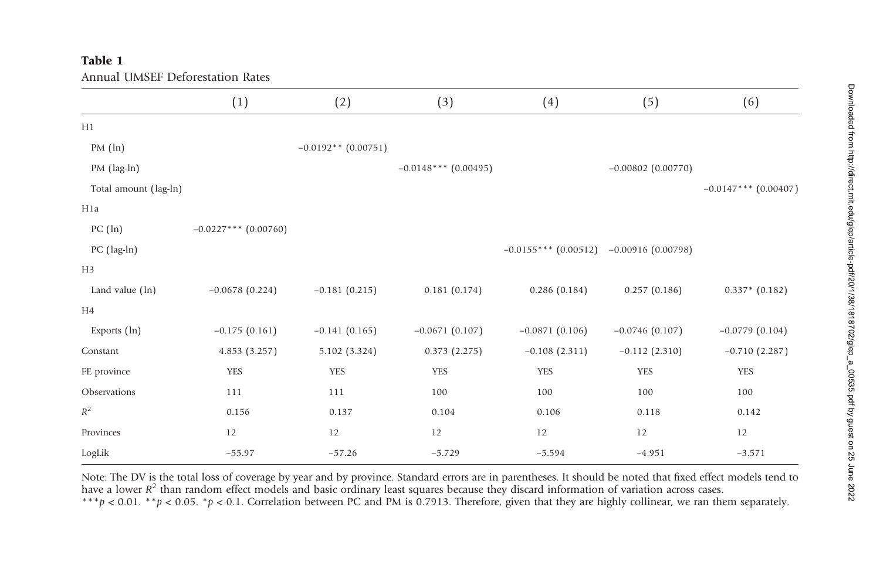**Table 1**

Annual UMSEF Deforestation Rates

| | (1) | (2) | (3) | (4) | (5) | (6) |
|---|---|---|---|---|---|---|
| H1 | | | | | | |
| PM (ln) | | −0.0192** (0.00751) | | | | |
| PM (lag-ln) | | | −0.0148*** (0.00495) | | −0.00802 (0.00770) | |
| Total amount (lag-ln) | | | | | | −0.0147*** (0.00407) |
| H1a | | | | | | |
| PC (ln) | −0.0227*** (0.00760) | | | | | |
| PC (lag-ln) | | | | −0.0155*** (0.00512) | −0.00916 (0.00798) | |
| H3 | | | | | | |
| Land value (ln) | −0.0678 (0.224) | −0.181 (0.215) | 0.181 (0.174) | 0.286 (0.184) | 0.257 (0.186) | 0.337* (0.182) |
| H4 | | | | | | |
| Exports (ln) | −0.175 (0.161) | −0.141 (0.165) | −0.0671 (0.107) | −0.0871 (0.106) | −0.0746 (0.107) | −0.0779 (0.104) |
| Constant | 4.853 (3.257) | 5.102 (3.324) | 0.373 (2.275) | −0.108 (2.311) | −0.112 (2.310) | −0.710 (2.287) |
| FE province | YES | YES | YES | YES | YES | YES |
| Observations | 111 | 111 | 100 | 100 | 100 | 100 |
| $R^2$ | 0.156 | 0.137 | 0.104 | 0.106 | 0.118 | 0.142 |
| Provinces | 12 | 12 | 12 | 12 | 12 | 12 |
| LogLik | −55.97 | −57.26 | −5.729 | −5.594 | −4.951 | −3.571 |

Note: The DV is the total loss of coverage by year and by province. Standard errors are in parentheses. It should be noted that fixed effect models tend to have a lower $R^2$ than random effect models and basic ordinary least squares because they discard information of variation across cases.
***$p < 0.01$. **$p < 0.05$. *$p < 0.1$. Correlation between PC and PM is 0.7913. Therefore, given that they are highly collinear, we ran them separately.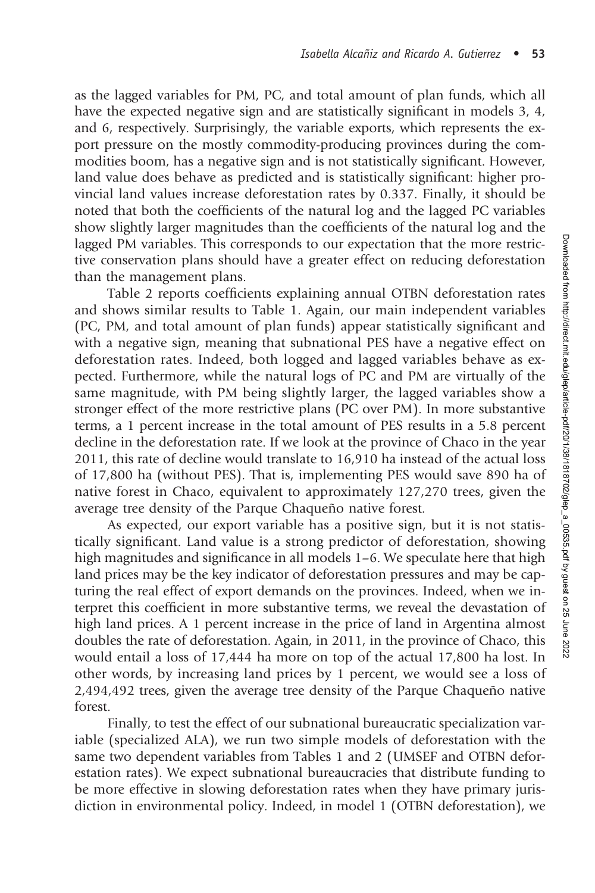as the lagged variables for PM, PC, and total amount of plan funds, which all have the expected negative sign and are statistically significant in models 3, 4, and 6, respectively. Surprisingly, the variable exports, which represents the export pressure on the mostly commodity-producing provinces during the commodities boom, has a negative sign and is not statistically significant. However, land value does behave as predicted and is statistically significant: higher provincial land values increase deforestation rates by 0.337. Finally, it should be noted that both the coefficients of the natural log and the lagged PC variables show slightly larger magnitudes than the coefficients of the natural log and the lagged PM variables. This corresponds to our expectation that the more restrictive conservation plans should have a greater effect on reducing deforestation than the management plans.

Table 2 reports coefficients explaining annual OTBN deforestation rates and shows similar results to Table 1. Again, our main independent variables (PC, PM, and total amount of plan funds) appear statistically significant and with a negative sign, meaning that subnational PES have a negative effect on deforestation rates. Indeed, both logged and lagged variables behave as expected. Furthermore, while the natural logs of PC and PM are virtually of the same magnitude, with PM being slightly larger, the lagged variables show a stronger effect of the more restrictive plans (PC over PM). In more substantive terms, a 1 percent increase in the total amount of PES results in a 5.8 percent decline in the deforestation rate. If we look at the province of Chaco in the year 2011, this rate of decline would translate to 16,910 ha instead of the actual loss of 17,800 ha (without PES). That is, implementing PES would save 890 ha of native forest in Chaco, equivalent to approximately 127,270 trees, given the average tree density of the Parque Chaqueño native forest.

As expected, our export variable has a positive sign, but it is not statistically significant. Land value is a strong predictor of deforestation, showing high magnitudes and significance in all models 1–6. We speculate here that high land prices may be the key indicator of deforestation pressures and may be capturing the real effect of export demands on the provinces. Indeed, when we interpret this coefficient in more substantive terms, we reveal the devastation of high land prices. A 1 percent increase in the price of land in Argentina almost doubles the rate of deforestation. Again, in 2011, in the province of Chaco, this would entail a loss of 17,444 ha more on top of the actual 17,800 ha lost. In other words, by increasing land prices by 1 percent, we would see a loss of 2,494,492 trees, given the average tree density of the Parque Chaqueño native forest.

Finally, to test the effect of our subnational bureaucratic specialization variable (specialized ALA), we run two simple models of deforestation with the same two dependent variables from Tables 1 and 2 (UMSEF and OTBN deforestation rates). We expect subnational bureaucracies that distribute funding to be more effective in slowing deforestation rates when they have primary jurisdiction in environmental policy. Indeed, in model 1 (OTBN deforestation), we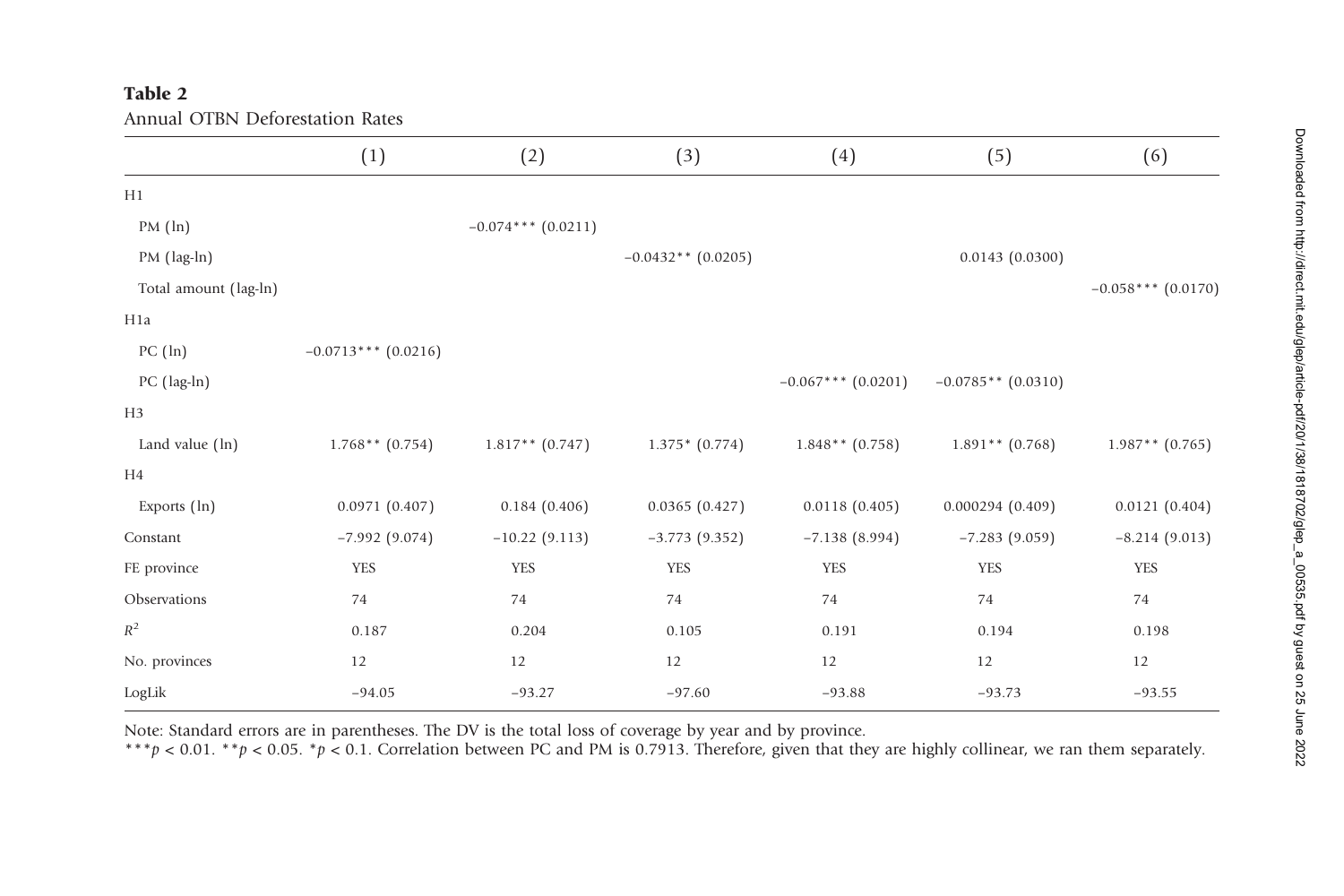**Table 2**

Annual OTBN Deforestation Rates

| | (1) | (2) | (3) | (4) | (5) | (6) |
|---|---|---|---|---|---|---|
| H1 | | | | | | |
| PM (ln) | | −0.074*** (0.0211) | | | | |
| PM (lag-ln) | | | −0.0432** (0.0205) | | 0.0143 (0.0300) | |
| Total amount (lag-ln) | | | | | | −0.058*** (0.0170) |
| H1a | | | | | | |
| PC (ln) | −0.0713*** (0.0216) | | | | | |
| PC (lag-ln) | | | | −0.067*** (0.0201) | −0.0785** (0.0310) | |
| H3 | | | | | | |
| Land value (ln) | 1.768** (0.754) | 1.817** (0.747) | 1.375* (0.774) | 1.848** (0.758) | 1.891** (0.768) | 1.987** (0.765) |
| H4 | | | | | | |
| Exports (ln) | 0.0971 (0.407) | 0.184 (0.406) | 0.0365 (0.427) | 0.0118 (0.405) | 0.000294 (0.409) | 0.0121 (0.404) |
| Constant | −7.992 (9.074) | −10.22 (9.113) | −3.773 (9.352) | −7.138 (8.994) | −7.283 (9.059) | −8.214 (9.013) |
| FE province | YES | YES | YES | YES | YES | YES |
| Observations | 74 | 74 | 74 | 74 | 74 | 74 |
| $R^2$ | 0.187 | 0.204 | 0.105 | 0.191 | 0.194 | 0.198 |
| No. provinces | 12 | 12 | 12 | 12 | 12 | 12 |
| LogLik | −94.05 | −93.27 | −97.60 | −93.88 | −93.73 | −93.55 |

Note: Standard errors are in parentheses. The DV is the total loss of coverage by year and by province.

***$p < 0.01$. **$p < 0.05$. *$p < 0.1$. Correlation between PC and PM is 0.7913. Therefore, given that they are highly collinear, we ran them separately.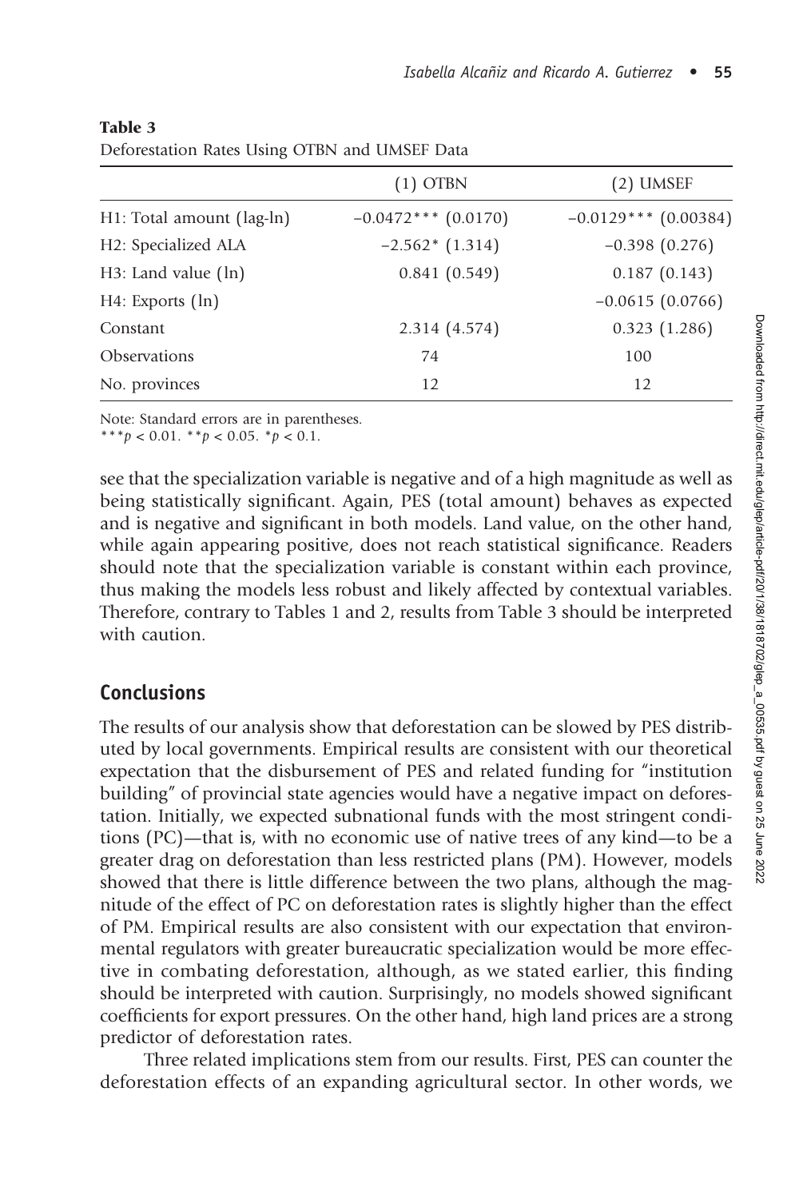**Table 3**
Deforestation Rates Using OTBN and UMSEF Data

| | (1) OTBN | (2) UMSEF |
|---|---|---|
| H1: Total amount (lag-ln) | −0.0472*** (0.0170) | −0.0129*** (0.00384) |
| H2: Specialized ALA | −2.562* (1.314) | −0.398 (0.276) |
| H3: Land value (ln) | 0.841 (0.549) | 0.187 (0.143) |
| H4: Exports (ln) | | −0.0615 (0.0766) |
| Constant | 2.314 (4.574) | 0.323 (1.286) |
| Observations | 74 | 100 |
| No. provinces | 12 | 12 |

Note: Standard errors are in parentheses.
***$p < 0.01$. **$p < 0.05$. *$p < 0.1$.

see that the specialization variable is negative and of a high magnitude as well as being statistically significant. Again, PES (total amount) behaves as expected and is negative and significant in both models. Land value, on the other hand, while again appearing positive, does not reach statistical significance. Readers should note that the specialization variable is constant within each province, thus making the models less robust and likely affected by contextual variables. Therefore, contrary to Tables 1 and 2, results from Table 3 should be interpreted with caution.

## Conclusions

The results of our analysis show that deforestation can be slowed by PES distributed by local governments. Empirical results are consistent with our theoretical expectation that the disbursement of PES and related funding for "institution building" of provincial state agencies would have a negative impact on deforestation. Initially, we expected subnational funds with the most stringent conditions (PC)—that is, with no economic use of native trees of any kind—to be a greater drag on deforestation than less restricted plans (PM). However, models showed that there is little difference between the two plans, although the magnitude of the effect of PC on deforestation rates is slightly higher than the effect of PM. Empirical results are also consistent with our expectation that environmental regulators with greater bureaucratic specialization would be more effective in combating deforestation, although, as we stated earlier, this finding should be interpreted with caution. Surprisingly, no models showed significant coefficients for export pressures. On the other hand, high land prices are a strong predictor of deforestation rates.

Three related implications stem from our results. First, PES can counter the deforestation effects of an expanding agricultural sector. In other words, we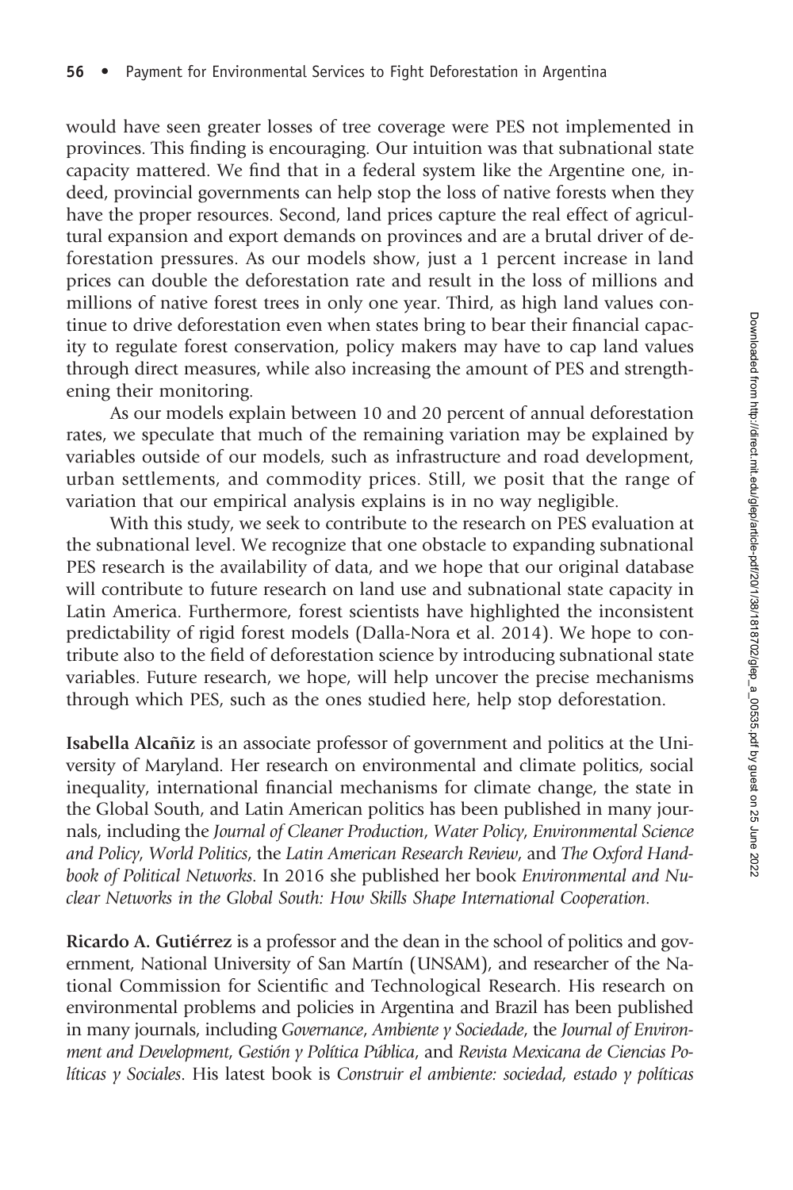would have seen greater losses of tree coverage were PES not implemented in provinces. This finding is encouraging. Our intuition was that subnational state capacity mattered. We find that in a federal system like the Argentine one, indeed, provincial governments can help stop the loss of native forests when they have the proper resources. Second, land prices capture the real effect of agricultural expansion and export demands on provinces and are a brutal driver of deforestation pressures. As our models show, just a 1 percent increase in land prices can double the deforestation rate and result in the loss of millions and millions of native forest trees in only one year. Third, as high land values continue to drive deforestation even when states bring to bear their financial capacity to regulate forest conservation, policy makers may have to cap land values through direct measures, while also increasing the amount of PES and strengthening their monitoring.

As our models explain between 10 and 20 percent of annual deforestation rates, we speculate that much of the remaining variation may be explained by variables outside of our models, such as infrastructure and road development, urban settlements, and commodity prices. Still, we posit that the range of variation that our empirical analysis explains is in no way negligible.

With this study, we seek to contribute to the research on PES evaluation at the subnational level. We recognize that one obstacle to expanding subnational PES research is the availability of data, and we hope that our original database will contribute to future research on land use and subnational state capacity in Latin America. Furthermore, forest scientists have highlighted the inconsistent predictability of rigid forest models (Dalla-Nora et al. 2014). We hope to contribute also to the field of deforestation science by introducing subnational state variables. Future research, we hope, will help uncover the precise mechanisms through which PES, such as the ones studied here, help stop deforestation.

**Isabella Alcañiz** is an associate professor of government and politics at the University of Maryland. Her research on environmental and climate politics, social inequality, international financial mechanisms for climate change, the state in the Global South, and Latin American politics has been published in many journals, including the *Journal of Cleaner Production*, *Water Policy*, *Environmental Science and Policy*, *World Politics*, the *Latin American Research Review*, and *The Oxford Handbook of Political Networks*. In 2016 she published her book *Environmental and Nuclear Networks in the Global South: How Skills Shape International Cooperation*.

**Ricardo A. Gutiérrez** is a professor and the dean in the school of politics and government, National University of San Martín (UNSAM), and researcher of the National Commission for Scientific and Technological Research. His research on environmental problems and policies in Argentina and Brazil has been published in many journals, including *Governance*, *Ambiente y Sociedade*, the *Journal of Environment and Development*, *Gestión y Política Pública*, and *Revista Mexicana de Ciencias Políticas y Sociales*. His latest book is *Construir el ambiente: sociedad, estado y políticas*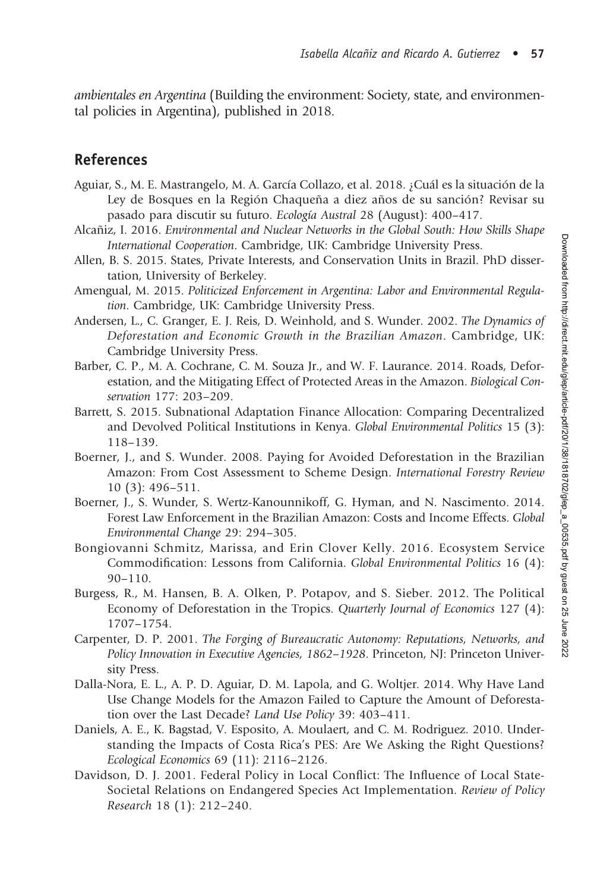*ambientales en Argentina* (Building the environment: Society, state, and environmental policies in Argentina), published in 2018.

## References

Aguiar, S., M. E. Mastrangelo, M. A. García Collazo, et al. 2018. ¿Cuál es la situación de la Ley de Bosques en la Región Chaqueña a diez años de su sanción? Revisar su pasado para discutir su futuro. *Ecología Austral* 28 (August): 400–417.

Alcañiz, I. 2016. *Environmental and Nuclear Networks in the Global South: How Skills Shape International Cooperation*. Cambridge, UK: Cambridge University Press.

Allen, B. S. 2015. States, Private Interests, and Conservation Units in Brazil. PhD dissertation, University of Berkeley.

Amengual, M. 2015. *Politicized Enforcement in Argentina: Labor and Environmental Regulation*. Cambridge, UK: Cambridge University Press.

Andersen, L., C. Granger, E. J. Reis, D. Weinhold, and S. Wunder. 2002. *The Dynamics of Deforestation and Economic Growth in the Brazilian Amazon*. Cambridge, UK: Cambridge University Press.

Barber, C. P., M. A. Cochrane, C. M. Souza Jr., and W. F. Laurance. 2014. Roads, Deforestation, and the Mitigating Effect of Protected Areas in the Amazon. *Biological Conservation* 177: 203–209.

Barrett, S. 2015. Subnational Adaptation Finance Allocation: Comparing Decentralized and Devolved Political Institutions in Kenya. *Global Environmental Politics* 15 (3): 118–139.

Boerner, J., and S. Wunder. 2008. Paying for Avoided Deforestation in the Brazilian Amazon: From Cost Assessment to Scheme Design. *International Forestry Review* 10 (3): 496–511.

Boerner, J., S. Wunder, S. Wertz-Kanounnikoff, G. Hyman, and N. Nascimento. 2014. Forest Law Enforcement in the Brazilian Amazon: Costs and Income Effects. *Global Environmental Change* 29: 294–305.

Bongiovanni Schmitz, Marissa, and Erin Clover Kelly. 2016. Ecosystem Service Commodification: Lessons from California. *Global Environmental Politics* 16 (4): 90–110.

Burgess, R., M. Hansen, B. A. Olken, P. Potapov, and S. Sieber. 2012. The Political Economy of Deforestation in the Tropics. *Quarterly Journal of Economics* 127 (4): 1707–1754.

Carpenter, D. P. 2001. *The Forging of Bureaucratic Autonomy: Reputations, Networks, and Policy Innovation in Executive Agencies, 1862–1928*. Princeton, NJ: Princeton University Press.

Dalla-Nora, E. L., A. P. D. Aguiar, D. M. Lapola, and G. Woltjer. 2014. Why Have Land Use Change Models for the Amazon Failed to Capture the Amount of Deforestation over the Last Decade? *Land Use Policy* 39: 403–411.

Daniels, A. E., K. Bagstad, V. Esposito, A. Moulaert, and C. M. Rodriguez. 2010. Understanding the Impacts of Costa Rica's PES: Are We Asking the Right Questions? *Ecological Economics* 69 (11): 2116–2126.

Davidson, D. J. 2001. Federal Policy in Local Conflict: The Influence of Local State-Societal Relations on Endangered Species Act Implementation. *Review of Policy Research* 18 (1): 212–240.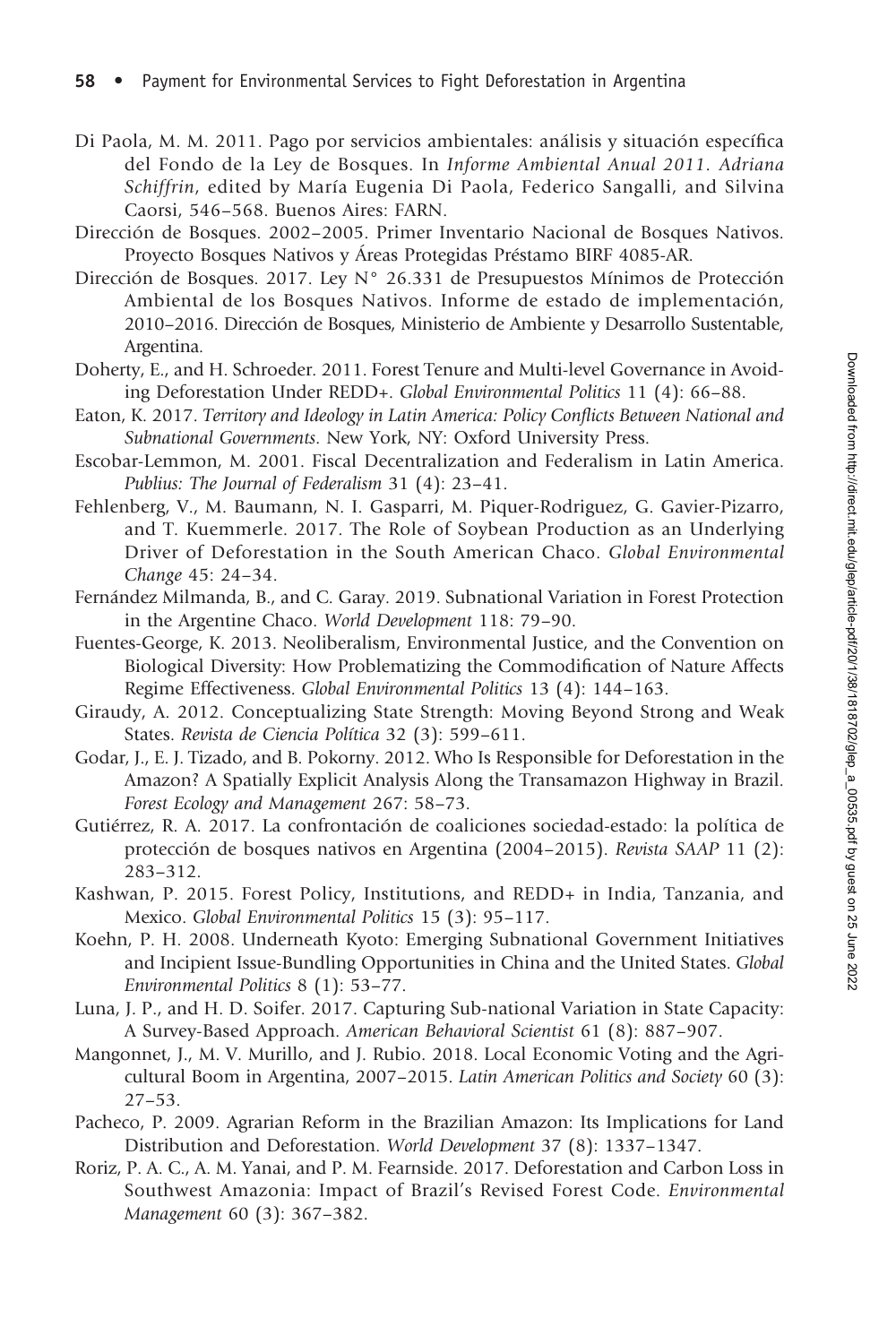Di Paola, M. M. 2011. Pago por servicios ambientales: análisis y situación específica del Fondo de la Ley de Bosques. In *Informe Ambiental Anual 2011. Adriana Schiffrin*, edited by María Eugenia Di Paola, Federico Sangalli, and Silvina Caorsi, 546–568. Buenos Aires: FARN.

Dirección de Bosques. 2002–2005. Primer Inventario Nacional de Bosques Nativos. Proyecto Bosques Nativos y Áreas Protegidas Préstamo BIRF 4085-AR.

Dirección de Bosques. 2017. Ley N° 26.331 de Presupuestos Mínimos de Protección Ambiental de los Bosques Nativos. Informe de estado de implementación, 2010–2016. Dirección de Bosques, Ministerio de Ambiente y Desarrollo Sustentable, Argentina.

Doherty, E., and H. Schroeder. 2011. Forest Tenure and Multi-level Governance in Avoiding Deforestation Under REDD+. *Global Environmental Politics* 11 (4): 66–88.

Eaton, K. 2017. *Territory and Ideology in Latin America: Policy Conflicts Between National and Subnational Governments*. New York, NY: Oxford University Press.

Escobar-Lemmon, M. 2001. Fiscal Decentralization and Federalism in Latin America. *Publius: The Journal of Federalism* 31 (4): 23–41.

Fehlenberg, V., M. Baumann, N. I. Gasparri, M. Piquer-Rodriguez, G. Gavier-Pizarro, and T. Kuemmerle. 2017. The Role of Soybean Production as an Underlying Driver of Deforestation in the South American Chaco. *Global Environmental Change* 45: 24–34.

Fernández Milmanda, B., and C. Garay. 2019. Subnational Variation in Forest Protection in the Argentine Chaco. *World Development* 118: 79–90.

Fuentes-George, K. 2013. Neoliberalism, Environmental Justice, and the Convention on Biological Diversity: How Problematizing the Commodification of Nature Affects Regime Effectiveness. *Global Environmental Politics* 13 (4): 144–163.

Giraudy, A. 2012. Conceptualizing State Strength: Moving Beyond Strong and Weak States. *Revista de Ciencia Política* 32 (3): 599–611.

Godar, J., E. J. Tizado, and B. Pokorny. 2012. Who Is Responsible for Deforestation in the Amazon? A Spatially Explicit Analysis Along the Transamazon Highway in Brazil. *Forest Ecology and Management* 267: 58–73.

Gutiérrez, R. A. 2017. La confrontación de coaliciones sociedad-estado: la política de protección de bosques nativos en Argentina (2004–2015). *Revista SAAP* 11 (2): 283–312.

Kashwan, P. 2015. Forest Policy, Institutions, and REDD+ in India, Tanzania, and Mexico. *Global Environmental Politics* 15 (3): 95–117.

Koehn, P. H. 2008. Underneath Kyoto: Emerging Subnational Government Initiatives and Incipient Issue-Bundling Opportunities in China and the United States. *Global Environmental Politics* 8 (1): 53–77.

Luna, J. P., and H. D. Soifer. 2017. Capturing Sub-national Variation in State Capacity: A Survey-Based Approach. *American Behavioral Scientist* 61 (8): 887–907.

Mangonnet, J., M. V. Murillo, and J. Rubio. 2018. Local Economic Voting and the Agricultural Boom in Argentina, 2007–2015. *Latin American Politics and Society* 60 (3): 27–53.

Pacheco, P. 2009. Agrarian Reform in the Brazilian Amazon: Its Implications for Land Distribution and Deforestation. *World Development* 37 (8): 1337–1347.

Roriz, P. A. C., A. M. Yanai, and P. M. Fearnside. 2017. Deforestation and Carbon Loss in Southwest Amazonia: Impact of Brazil's Revised Forest Code. *Environmental Management* 60 (3): 367–382.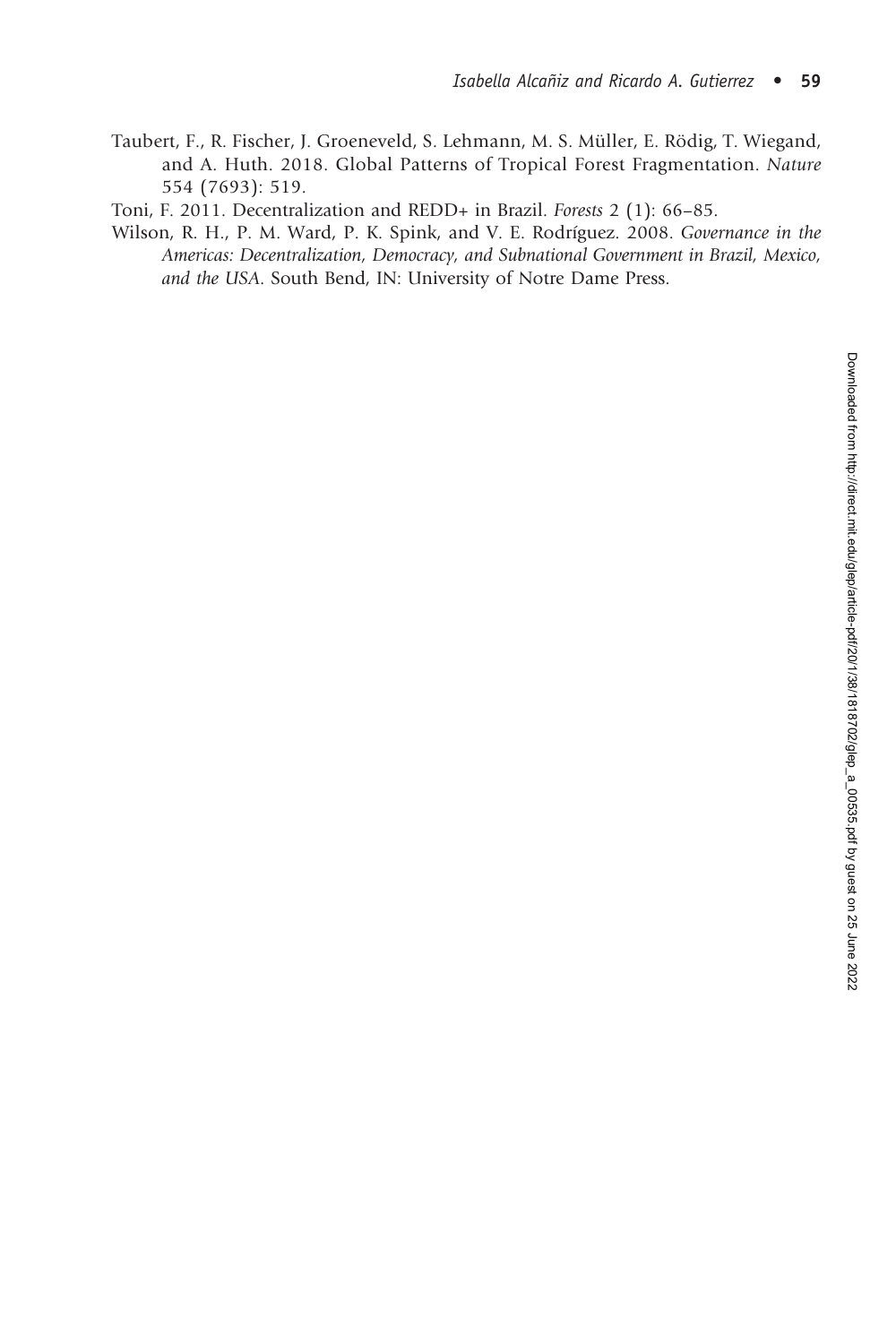Taubert, F., R. Fischer, J. Groeneveld, S. Lehmann, M. S. Müller, E. Rödig, T. Wiegand, and A. Huth. 2018. Global Patterns of Tropical Forest Fragmentation. *Nature* 554 (7693): 519.

Toni, F. 2011. Decentralization and REDD+ in Brazil. *Forests* 2 (1): 66–85.

Wilson, R. H., P. M. Ward, P. K. Spink, and V. E. Rodríguez. 2008. *Governance in the Americas: Decentralization, Democracy, and Subnational Government in Brazil, Mexico, and the USA*. South Bend, IN: University of Notre Dame Press.